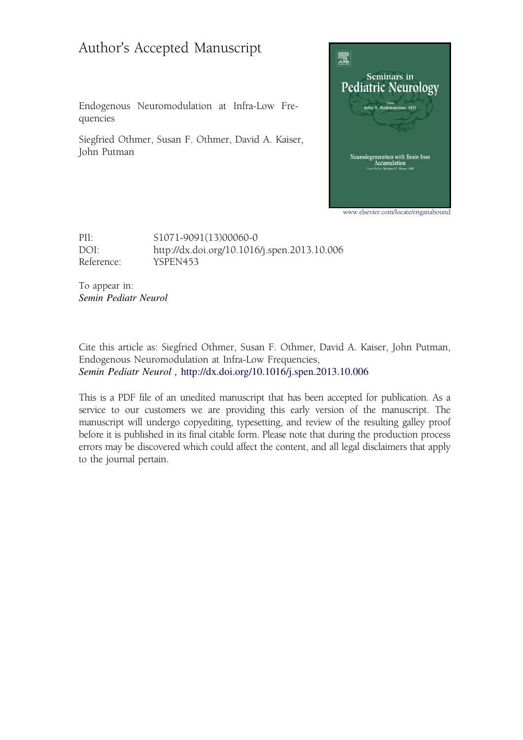# Author's Accepted Manuscript

Endogenous Neuromodulation at Infra-Low Frequencies

Siegfried Othmer, Susan F. Othmer, David A. Kaiser, John Putman

www.elsevier.com/locate/enganabound

PII: S1071-9091(13)00060-0
DOI: http://dx.doi.org/10.1016/j.spen.2013.10.006
Reference: YSPEN453

To appear in: *Semin Pediatr Neurol*

Cite this article as: Siegfried Othmer, Susan F. Othmer, David A. Kaiser, John Putman, Endogenous Neuromodulation at Infra-Low Frequencies, *Semin Pediatr Neurol ,* http://dx.doi.org/10.1016/j.spen.2013.10.006

This is a PDF file of an unedited manuscript that has been accepted for publication. As a service to our customers we are providing this early version of the manuscript. The manuscript will undergo copyediting, typesetting, and review of the resulting galley proof before it is published in its final citable form. Please note that during the production process errors may be discovered which could affect the content, and all legal disclaimers that apply to the journal pertain.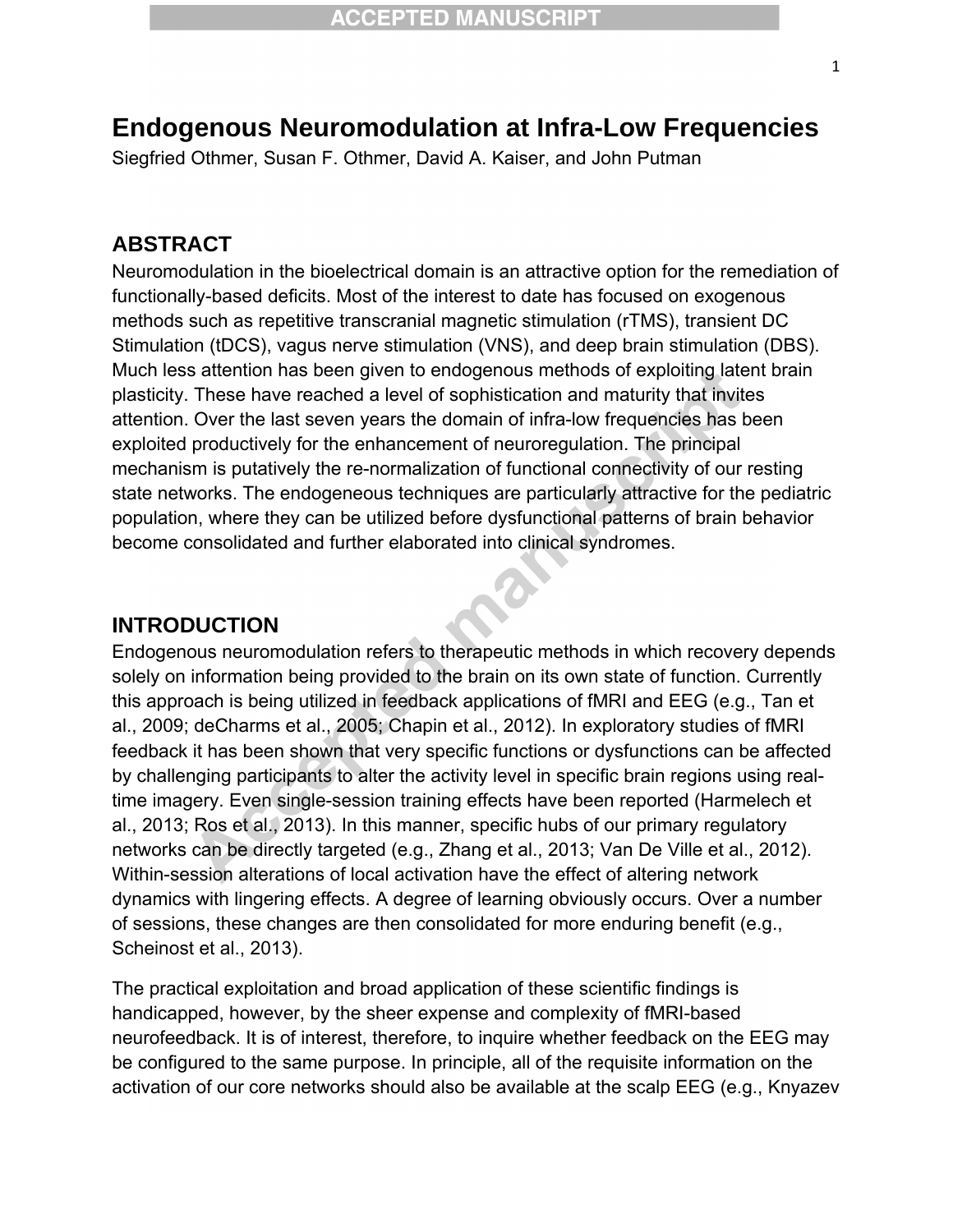# Endogenous Neuromodulation at Infra-Low Frequencies

Siegfried Othmer, Susan F. Othmer, David A. Kaiser, and John Putman

## ABSTRACT

Neuromodulation in the bioelectrical domain is an attractive option for the remediation of functionally-based deficits. Most of the interest to date has focused on exogenous methods such as repetitive transcranial magnetic stimulation (rTMS), transient DC Stimulation (tDCS), vagus nerve stimulation (VNS), and deep brain stimulation (DBS). Much less attention has been given to endogenous methods of exploiting latent brain plasticity. These have reached a level of sophistication and maturity that invites attention. Over the last seven years the domain of infra-low frequencies has been exploited productively for the enhancement of neuroregulation. The principal mechanism is putatively the re-normalization of functional connectivity of our resting state networks. The endogeneous techniques are particularly attractive for the pediatric population, where they can be utilized before dysfunctional patterns of brain behavior become consolidated and further elaborated into clinical syndromes.

## INTRODUCTION

Endogenous neuromodulation refers to therapeutic methods in which recovery depends solely on information being provided to the brain on its own state of function. Currently this approach is being utilized in feedback applications of fMRI and EEG (e.g., Tan et al., 2009; deCharms et al., 2005; Chapin et al., 2012). In exploratory studies of fMRI feedback it has been shown that very specific functions or dysfunctions can be affected by challenging participants to alter the activity level in specific brain regions using real-time imagery. Even single-session training effects have been reported (Harmelech et al., 2013; Ros et al., 2013). In this manner, specific hubs of our primary regulatory networks can be directly targeted (e.g., Zhang et al., 2013; Van De Ville et al., 2012). Within-session alterations of local activation have the effect of altering network dynamics with lingering effects. A degree of learning obviously occurs. Over a number of sessions, these changes are then consolidated for more enduring benefit (e.g., Scheinost et al., 2013).

The practical exploitation and broad application of these scientific findings is handicapped, however, by the sheer expense and complexity of fMRI-based neurofeedback. It is of interest, therefore, to inquire whether feedback on the EEG may be configured to the same purpose. In principle, all of the requisite information on the activation of our core networks should also be available at the scalp EEG (e.g., Knyazev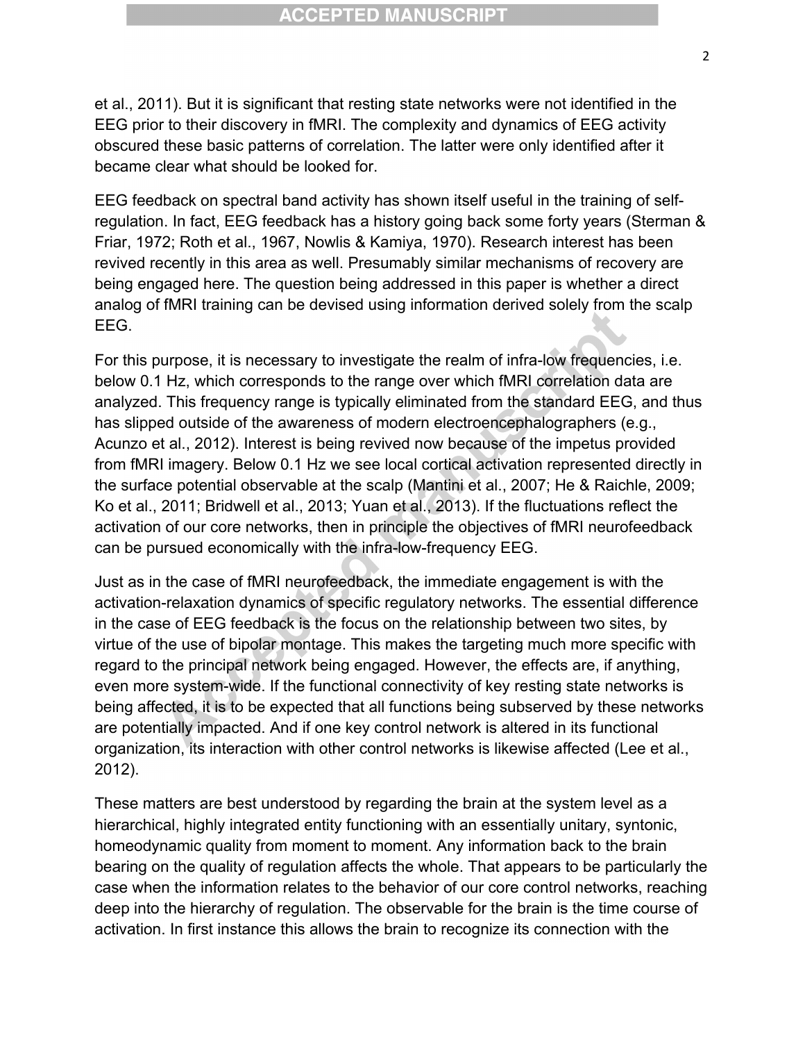et al., 2011). But it is significant that resting state networks were not identified in the EEG prior to their discovery in fMRI. The complexity and dynamics of EEG activity obscured these basic patterns of correlation. The latter were only identified after it became clear what should be looked for.

EEG feedback on spectral band activity has shown itself useful in the training of self-regulation. In fact, EEG feedback has a history going back some forty years (Sterman & Friar, 1972; Roth et al., 1967, Nowlis & Kamiya, 1970). Research interest has been revived recently in this area as well. Presumably similar mechanisms of recovery are being engaged here. The question being addressed in this paper is whether a direct analog of fMRI training can be devised using information derived solely from the scalp EEG.

For this purpose, it is necessary to investigate the realm of infra-low frequencies, i.e. below 0.1 Hz, which corresponds to the range over which fMRI correlation data are analyzed. This frequency range is typically eliminated from the standard EEG, and thus has slipped outside of the awareness of modern electroencephalographers (e.g., Acunzo et al., 2012). Interest is being revived now because of the impetus provided from fMRI imagery. Below 0.1 Hz we see local cortical activation represented directly in the surface potential observable at the scalp (Mantini et al., 2007; He & Raichle, 2009; Ko et al., 2011; Bridwell et al., 2013; Yuan et al., 2013). If the fluctuations reflect the activation of our core networks, then in principle the objectives of fMRI neurofeedback can be pursued economically with the infra-low-frequency EEG.

Just as in the case of fMRI neurofeedback, the immediate engagement is with the activation-relaxation dynamics of specific regulatory networks. The essential difference in the case of EEG feedback is the focus on the relationship between two sites, by virtue of the use of bipolar montage. This makes the targeting much more specific with regard to the principal network being engaged. However, the effects are, if anything, even more system-wide. If the functional connectivity of key resting state networks is being affected, it is to be expected that all functions being subserved by these networks are potentially impacted. And if one key control network is altered in its functional organization, its interaction with other control networks is likewise affected (Lee et al., 2012).

These matters are best understood by regarding the brain at the system level as a hierarchical, highly integrated entity functioning with an essentially unitary, syntonic, homeodynamic quality from moment to moment. Any information back to the brain bearing on the quality of regulation affects the whole. That appears to be particularly the case when the information relates to the behavior of our core control networks, reaching deep into the hierarchy of regulation. The observable for the brain is the time course of activation. In first instance this allows the brain to recognize its connection with the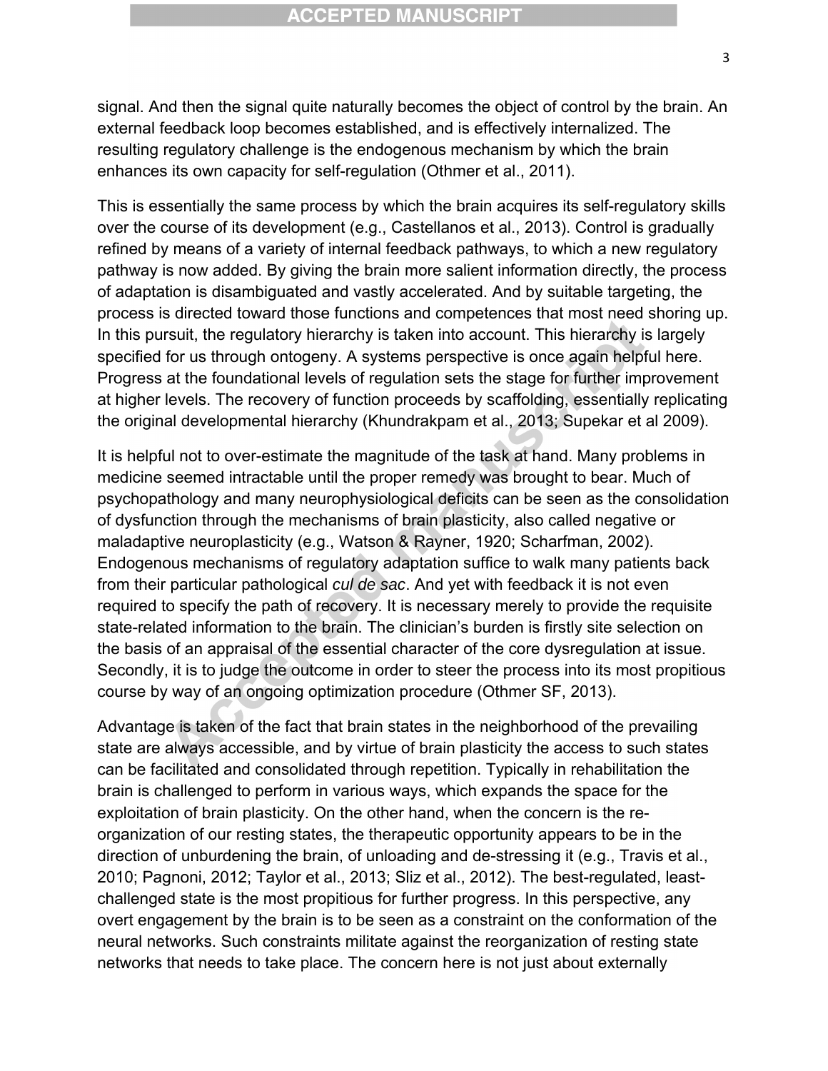signal. And then the signal quite naturally becomes the object of control by the brain. An external feedback loop becomes established, and is effectively internalized. The resulting regulatory challenge is the endogenous mechanism by which the brain enhances its own capacity for self-regulation (Othmer et al., 2011).

This is essentially the same process by which the brain acquires its self-regulatory skills over the course of its development (e.g., Castellanos et al., 2013). Control is gradually refined by means of a variety of internal feedback pathways, to which a new regulatory pathway is now added. By giving the brain more salient information directly, the process of adaptation is disambiguated and vastly accelerated. And by suitable targeting, the process is directed toward those functions and competences that most need shoring up. In this pursuit, the regulatory hierarchy is taken into account. This hierarchy is largely specified for us through ontogeny. A systems perspective is once again helpful here. Progress at the foundational levels of regulation sets the stage for further improvement at higher levels. The recovery of function proceeds by scaffolding, essentially replicating the original developmental hierarchy (Khundrakpam et al., 2013; Supekar et al 2009).

It is helpful not to over-estimate the magnitude of the task at hand. Many problems in medicine seemed intractable until the proper remedy was brought to bear. Much of psychopathology and many neurophysiological deficits can be seen as the consolidation of dysfunction through the mechanisms of brain plasticity, also called negative or maladaptive neuroplasticity (e.g., Watson & Rayner, 1920; Scharfman, 2002). Endogenous mechanisms of regulatory adaptation suffice to walk many patients back from their particular pathological *cul de sac*. And yet with feedback it is not even required to specify the path of recovery. It is necessary merely to provide the requisite state-related information to the brain. The clinician's burden is firstly site selection on the basis of an appraisal of the essential character of the core dysregulation at issue. Secondly, it is to judge the outcome in order to steer the process into its most propitious course by way of an ongoing optimization procedure (Othmer SF, 2013).

Advantage is taken of the fact that brain states in the neighborhood of the prevailing state are always accessible, and by virtue of brain plasticity the access to such states can be facilitated and consolidated through repetition. Typically in rehabilitation the brain is challenged to perform in various ways, which expands the space for the exploitation of brain plasticity. On the other hand, when the concern is the re-organization of our resting states, the therapeutic opportunity appears to be in the direction of unburdening the brain, of unloading and de-stressing it (e.g., Travis et al., 2010; Pagnoni, 2012; Taylor et al., 2013; Sliz et al., 2012). The best-regulated, least-challenged state is the most propitious for further progress. In this perspective, any overt engagement by the brain is to be seen as a constraint on the conformation of the neural networks. Such constraints militate against the reorganization of resting state networks that needs to take place. The concern here is not just about externally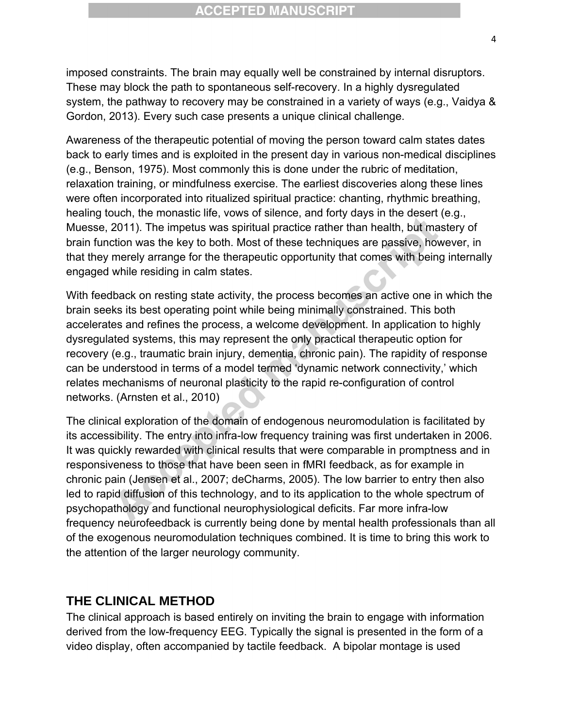imposed constraints. The brain may equally well be constrained by internal disruptors. These may block the path to spontaneous self-recovery. In a highly dysregulated system, the pathway to recovery may be constrained in a variety of ways (e.g., Vaidya & Gordon, 2013). Every such case presents a unique clinical challenge.

Awareness of the therapeutic potential of moving the person toward calm states dates back to early times and is exploited in the present day in various non-medical disciplines (e.g., Benson, 1975). Most commonly this is done under the rubric of meditation, relaxation training, or mindfulness exercise. The earliest discoveries along these lines were often incorporated into ritualized spiritual practice: chanting, rhythmic breathing, healing touch, the monastic life, vows of silence, and forty days in the desert (e.g., Muesse, 2011). The impetus was spiritual practice rather than health, but mastery of brain function was the key to both. Most of these techniques are passive, however, in that they merely arrange for the therapeutic opportunity that comes with being internally engaged while residing in calm states.

With feedback on resting state activity, the process becomes an active one in which the brain seeks its best operating point while being minimally constrained. This both accelerates and refines the process, a welcome development. In application to highly dysregulated systems, this may represent the only practical therapeutic option for recovery (e.g., traumatic brain injury, dementia, chronic pain). The rapidity of response can be understood in terms of a model termed 'dynamic network connectivity,' which relates mechanisms of neuronal plasticity to the rapid re-configuration of control networks. (Arnsten et al., 2010)

The clinical exploration of the domain of endogenous neuromodulation is facilitated by its accessibility. The entry into infra-low frequency training was first undertaken in 2006. It was quickly rewarded with clinical results that were comparable in promptness and in responsiveness to those that have been seen in fMRI feedback, as for example in chronic pain (Jensen et al., 2007; deCharms, 2005). The low barrier to entry then also led to rapid diffusion of this technology, and to its application to the whole spectrum of psychopathology and functional neurophysiological deficits. Far more infra-low frequency neurofeedback is currently being done by mental health professionals than all of the exogenous neuromodulation techniques combined. It is time to bring this work to the attention of the larger neurology community.

## THE CLINICAL METHOD

The clinical approach is based entirely on inviting the brain to engage with information derived from the low-frequency EEG. Typically the signal is presented in the form of a video display, often accompanied by tactile feedback. A bipolar montage is used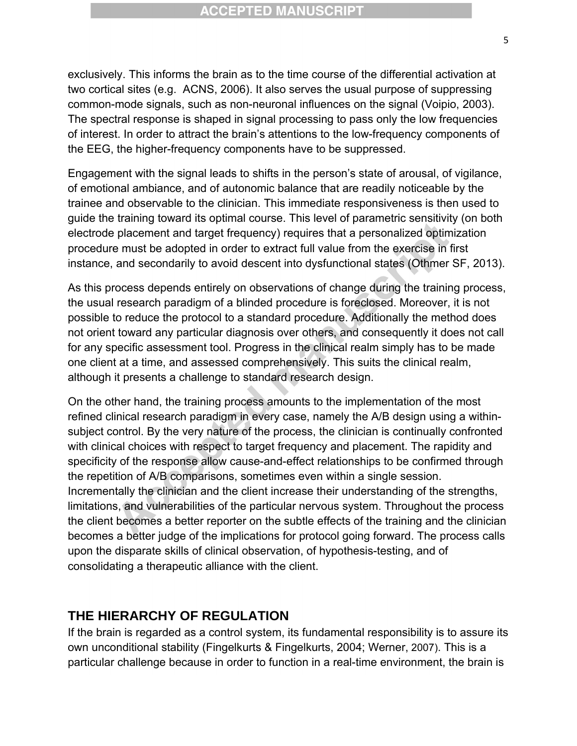exclusively. This informs the brain as to the time course of the differential activation at two cortical sites (e.g. ACNS, 2006). It also serves the usual purpose of suppressing common-mode signals, such as non-neuronal influences on the signal (Voipio, 2003). The spectral response is shaped in signal processing to pass only the low frequencies of interest. In order to attract the brain's attentions to the low-frequency components of the EEG, the higher-frequency components have to be suppressed.

Engagement with the signal leads to shifts in the person's state of arousal, of vigilance, of emotional ambiance, and of autonomic balance that are readily noticeable by the trainee and observable to the clinician. This immediate responsiveness is then used to guide the training toward its optimal course. This level of parametric sensitivity (on both electrode placement and target frequency) requires that a personalized optimization procedure must be adopted in order to extract full value from the exercise in first instance, and secondarily to avoid descent into dysfunctional states (Othmer SF, 2013).

As this process depends entirely on observations of change during the training process, the usual research paradigm of a blinded procedure is foreclosed. Moreover, it is not possible to reduce the protocol to a standard procedure. Additionally the method does not orient toward any particular diagnosis over others, and consequently it does not call for any specific assessment tool. Progress in the clinical realm simply has to be made one client at a time, and assessed comprehensively. This suits the clinical realm, although it presents a challenge to standard research design.

On the other hand, the training process amounts to the implementation of the most refined clinical research paradigm in every case, namely the A/B design using a within-subject control. By the very nature of the process, the clinician is continually confronted with clinical choices with respect to target frequency and placement. The rapidity and specificity of the response allow cause-and-effect relationships to be confirmed through the repetition of A/B comparisons, sometimes even within a single session. Incrementally the clinician and the client increase their understanding of the strengths, limitations, and vulnerabilities of the particular nervous system. Throughout the process the client becomes a better reporter on the subtle effects of the training and the clinician becomes a better judge of the implications for protocol going forward. The process calls upon the disparate skills of clinical observation, of hypothesis-testing, and of consolidating a therapeutic alliance with the client.

## THE HIERARCHY OF REGULATION

If the brain is regarded as a control system, its fundamental responsibility is to assure its own unconditional stability (Fingelkurts & Fingelkurts, 2004; Werner, 2007). This is a particular challenge because in order to function in a real-time environment, the brain is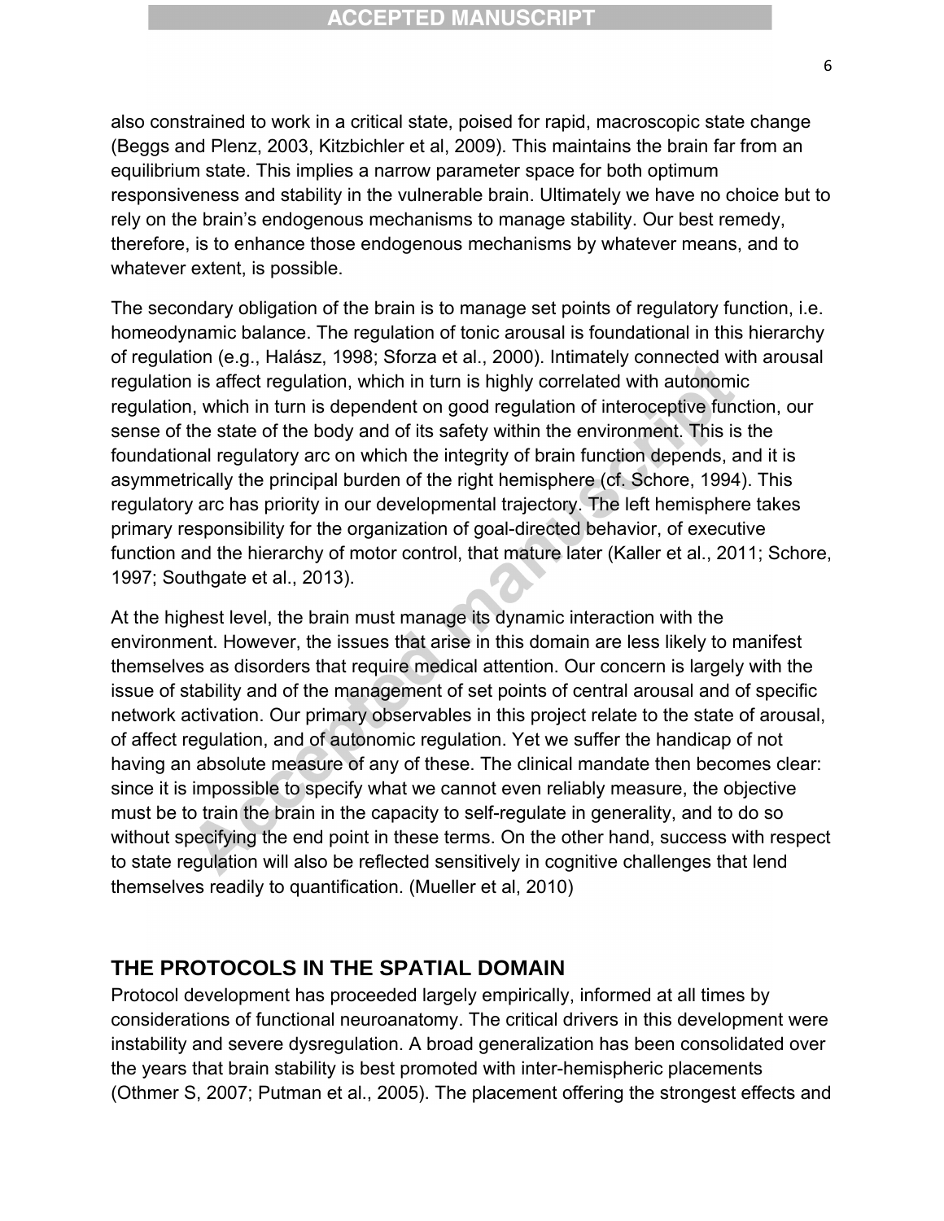also constrained to work in a critical state, poised for rapid, macroscopic state change (Beggs and Plenz, 2003, Kitzbichler et al, 2009). This maintains the brain far from an equilibrium state. This implies a narrow parameter space for both optimum responsiveness and stability in the vulnerable brain. Ultimately we have no choice but to rely on the brain's endogenous mechanisms to manage stability. Our best remedy, therefore, is to enhance those endogenous mechanisms by whatever means, and to whatever extent, is possible.

The secondary obligation of the brain is to manage set points of regulatory function, i.e. homeodynamic balance. The regulation of tonic arousal is foundational in this hierarchy of regulation (e.g., Halász, 1998; Sforza et al., 2000). Intimately connected with arousal regulation is affect regulation, which in turn is highly correlated with autonomic regulation, which in turn is dependent on good regulation of interoceptive function, our sense of the state of the body and of its safety within the environment. This is the foundational regulatory arc on which the integrity of brain function depends, and it is asymmetrically the principal burden of the right hemisphere (cf. Schore, 1994). This regulatory arc has priority in our developmental trajectory. The left hemisphere takes primary responsibility for the organization of goal-directed behavior, of executive function and the hierarchy of motor control, that mature later (Kaller et al., 2011; Schore, 1997; Southgate et al., 2013).

At the highest level, the brain must manage its dynamic interaction with the environment. However, the issues that arise in this domain are less likely to manifest themselves as disorders that require medical attention. Our concern is largely with the issue of stability and of the management of set points of central arousal and of specific network activation. Our primary observables in this project relate to the state of arousal, of affect regulation, and of autonomic regulation. Yet we suffer the handicap of not having an absolute measure of any of these. The clinical mandate then becomes clear: since it is impossible to specify what we cannot even reliably measure, the objective must be to train the brain in the capacity to self-regulate in generality, and to do so without specifying the end point in these terms. On the other hand, success with respect to state regulation will also be reflected sensitively in cognitive challenges that lend themselves readily to quantification. (Mueller et al, 2010)

## THE PROTOCOLS IN THE SPATIAL DOMAIN

Protocol development has proceeded largely empirically, informed at all times by considerations of functional neuroanatomy. The critical drivers in this development were instability and severe dysregulation. A broad generalization has been consolidated over the years that brain stability is best promoted with inter-hemispheric placements (Othmer S, 2007; Putman et al., 2005). The placement offering the strongest effects and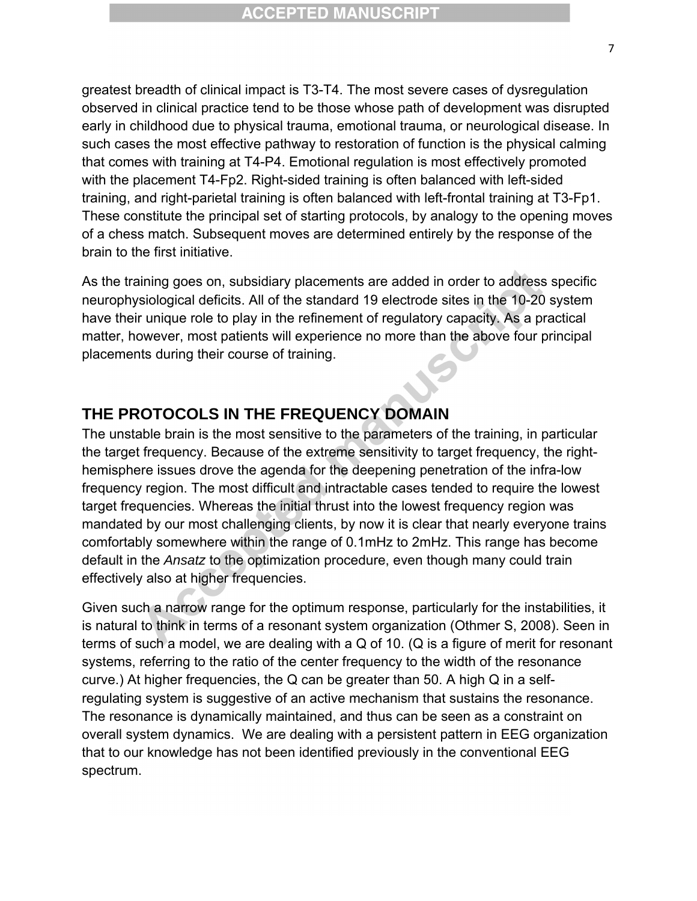greatest breadth of clinical impact is T3-T4. The most severe cases of dysregulation observed in clinical practice tend to be those whose path of development was disrupted early in childhood due to physical trauma, emotional trauma, or neurological disease. In such cases the most effective pathway to restoration of function is the physical calming that comes with training at T4-P4. Emotional regulation is most effectively promoted with the placement T4-Fp2. Right-sided training is often balanced with left-sided training, and right-parietal training is often balanced with left-frontal training at T3-Fp1. These constitute the principal set of starting protocols, by analogy to the opening moves of a chess match. Subsequent moves are determined entirely by the response of the brain to the first initiative.

As the training goes on, subsidiary placements are added in order to address specific neurophysiological deficits. All of the standard 19 electrode sites in the 10-20 system have their unique role to play in the refinement of regulatory capacity. As a practical matter, however, most patients will experience no more than the above four principal placements during their course of training.

## THE PROTOCOLS IN THE FREQUENCY DOMAIN

The unstable brain is the most sensitive to the parameters of the training, in particular the target frequency. Because of the extreme sensitivity to target frequency, the right-hemisphere issues drove the agenda for the deepening penetration of the infra-low frequency region. The most difficult and intractable cases tended to require the lowest target frequencies. Whereas the initial thrust into the lowest frequency region was mandated by our most challenging clients, by now it is clear that nearly everyone trains comfortably somewhere within the range of 0.1mHz to 2mHz. This range has become default in the *Ansatz* to the optimization procedure, even though many could train effectively also at higher frequencies.

Given such a narrow range for the optimum response, particularly for the instabilities, it is natural to think in terms of a resonant system organization (Othmer S, 2008). Seen in terms of such a model, we are dealing with a Q of 10. (Q is a figure of merit for resonant systems, referring to the ratio of the center frequency to the width of the resonance curve.) At higher frequencies, the Q can be greater than 50. A high Q in a self-regulating system is suggestive of an active mechanism that sustains the resonance. The resonance is dynamically maintained, and thus can be seen as a constraint on overall system dynamics. We are dealing with a persistent pattern in EEG organization that to our knowledge has not been identified previously in the conventional EEG spectrum.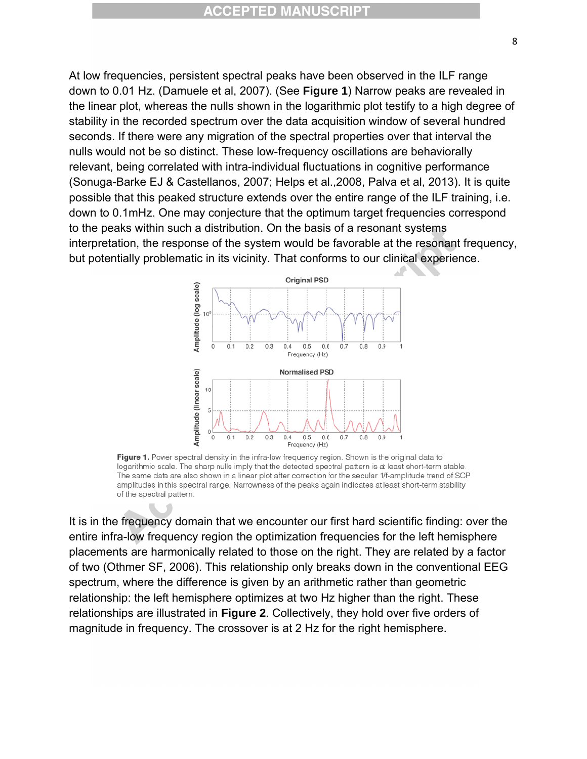At low frequencies, persistent spectral peaks have been observed in the ILF range down to 0.01 Hz. (Damuele et al, 2007). (See **Figure 1**) Narrow peaks are revealed in the linear plot, whereas the nulls shown in the logarithmic plot testify to a high degree of stability in the recorded spectrum over the data acquisition window of several hundred seconds. If there were any migration of the spectral properties over that interval the nulls would not be so distinct. These low-frequency oscillations are behaviorally relevant, being correlated with intra-individual fluctuations in cognitive performance (Sonuga-Barke EJ & Castellanos, 2007; Helps et al.,2008, Palva et al, 2013). It is quite possible that this peaked structure extends over the entire range of the ILF training, i.e. down to 0.1mHz. One may conjecture that the optimum target frequencies correspond to the peaks within such a distribution. On the basis of a resonant systems interpretation, the response of the system would be favorable at the resonant frequency, but potentially problematic in its vicinity. That conforms to our clinical experience.

**Figure 1.** Power spectral density in the infra-low frequency region. Shown is the original data to logarithmic scale. The sharp nulls imply that the detected spectral pattern is at least short-term stable. The same data are also shown in a linear plot after correction for the secular 1/f-amplitude trend of SCP amplitudes in this spectral range. Narrowness of the peaks again indicates at least short-term stability of the spectral pattern.

It is in the frequency domain that we encounter our first hard scientific finding: over the entire infra-low frequency region the optimization frequencies for the left hemisphere placements are harmonically related to those on the right. They are related by a factor of two (Othmer SF, 2006). This relationship only breaks down in the conventional EEG spectrum, where the difference is given by an arithmetic rather than geometric relationship: the left hemisphere optimizes at two Hz higher than the right. These relationships are illustrated in **Figure 2**. Collectively, they hold over five orders of magnitude in frequency. The crossover is at 2 Hz for the right hemisphere.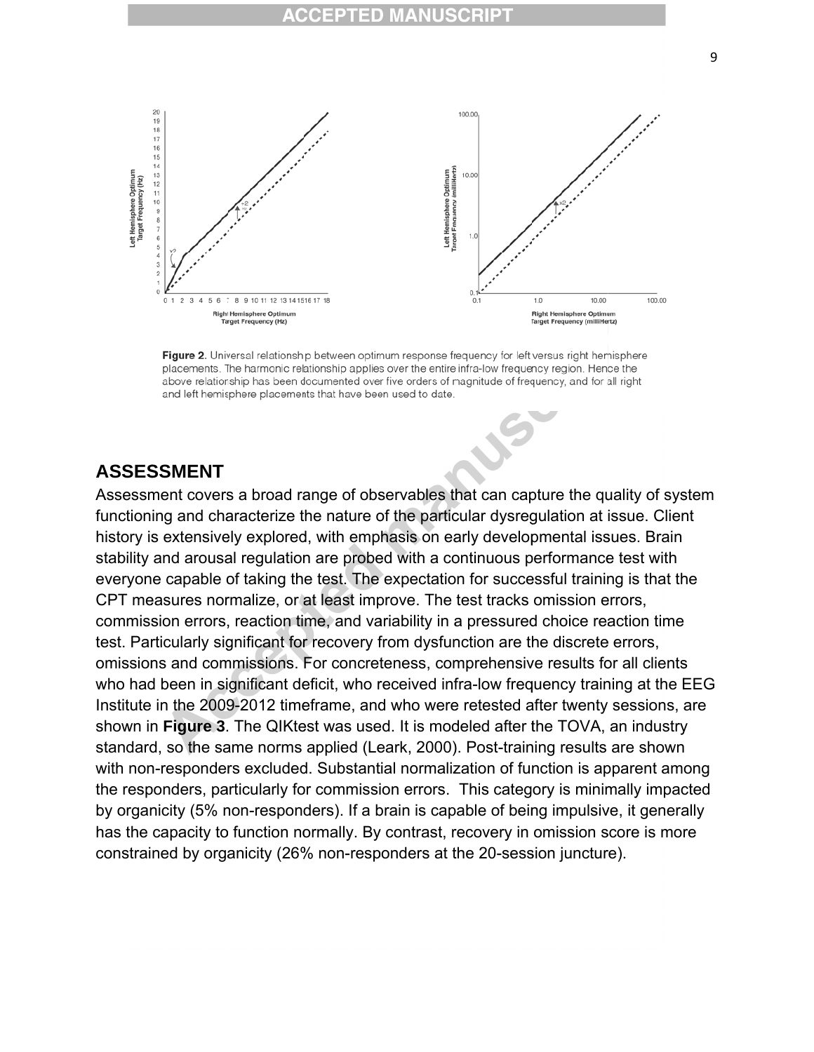**Figure 2.** Universal relationship between optimum response frequency for left versus right hemisphere placements. The harmonic relationship applies over the entire infra-low frequency region. Hence the above relationship has been documented over five orders of magnitude of frequency, and for all right and left hemisphere placements that have been used to date.

## ASSESSMENT

Assessment covers a broad range of observables that can capture the quality of system functioning and characterize the nature of the particular dysregulation at issue. Client history is extensively explored, with emphasis on early developmental issues. Brain stability and arousal regulation are probed with a continuous performance test with everyone capable of taking the test. The expectation for successful training is that the CPT measures normalize, or at least improve. The test tracks omission errors, commission errors, reaction time, and variability in a pressured choice reaction time test. Particularly significant for recovery from dysfunction are the discrete errors, omissions and commissions. For concreteness, comprehensive results for all clients who had been in significant deficit, who received infra-low frequency training at the EEG Institute in the 2009-2012 timeframe, and who were retested after twenty sessions, are shown in **Figure 3**. The QIKtest was used. It is modeled after the TOVA, an industry standard, so the same norms applied (Leark, 2000). Post-training results are shown with non-responders excluded. Substantial normalization of function is apparent among the responders, particularly for commission errors. This category is minimally impacted by organicity (5% non-responders). If a brain is capable of being impulsive, it generally has the capacity to function normally. By contrast, recovery in omission score is more constrained by organicity (26% non-responders at the 20-session juncture).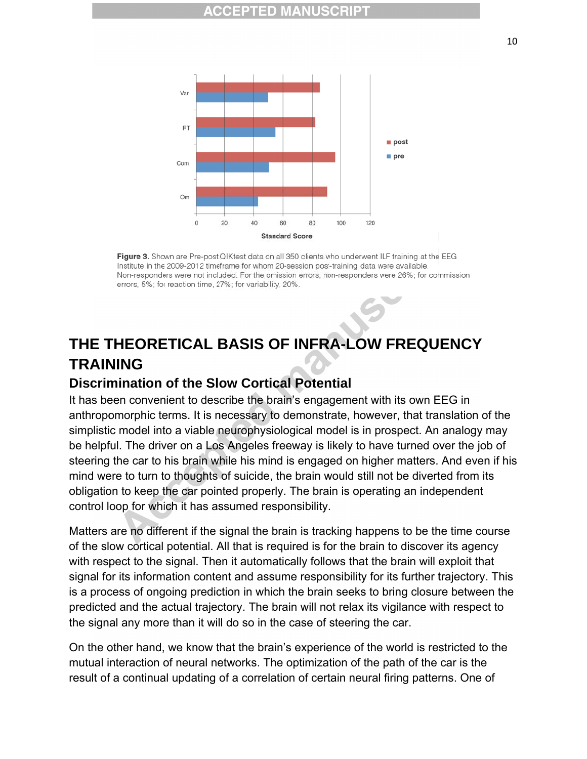**Figure 3.** Shown are Pre-post QIKtest data on all 350 clients who underwent ILF training at the EEG Institute in the 2009-2012 timeframe for whom 20-session post-training data were available. Non-responders were not included. For the omission errors, non-responders were 26%; for commission errors, 5%; for reaction time, 27%; for variability, 20%.

# THE THEORETICAL BASIS OF INFRA-LOW FREQUENCY TRAINING

## Discrimination of the Slow Cortical Potential

It has been convenient to describe the brain's engagement with its own EEG in anthropomorphic terms. It is necessary to demonstrate, however, that translation of the simplistic model into a viable neurophysiological model is in prospect. An analogy may be helpful. The driver on a Los Angeles freeway is likely to have turned over the job of steering the car to his brain while his mind is engaged on higher matters. And even if his mind were to turn to thoughts of suicide, the brain would still not be diverted from its obligation to keep the car pointed properly. The brain is operating an independent control loop for which it has assumed responsibility.

Matters are no different if the signal the brain is tracking happens to be the time course of the slow cortical potential. All that is required is for the brain to discover its agency with respect to the signal. Then it automatically follows that the brain will exploit that signal for its information content and assume responsibility for its further trajectory. This is a process of ongoing prediction in which the brain seeks to bring closure between the predicted and the actual trajectory. The brain will not relax its vigilance with respect to the signal any more than it will do so in the case of steering the car.

On the other hand, we know that the brain's experience of the world is restricted to the mutual interaction of neural networks. The optimization of the path of the car is the result of a continual updating of a correlation of certain neural firing patterns. One of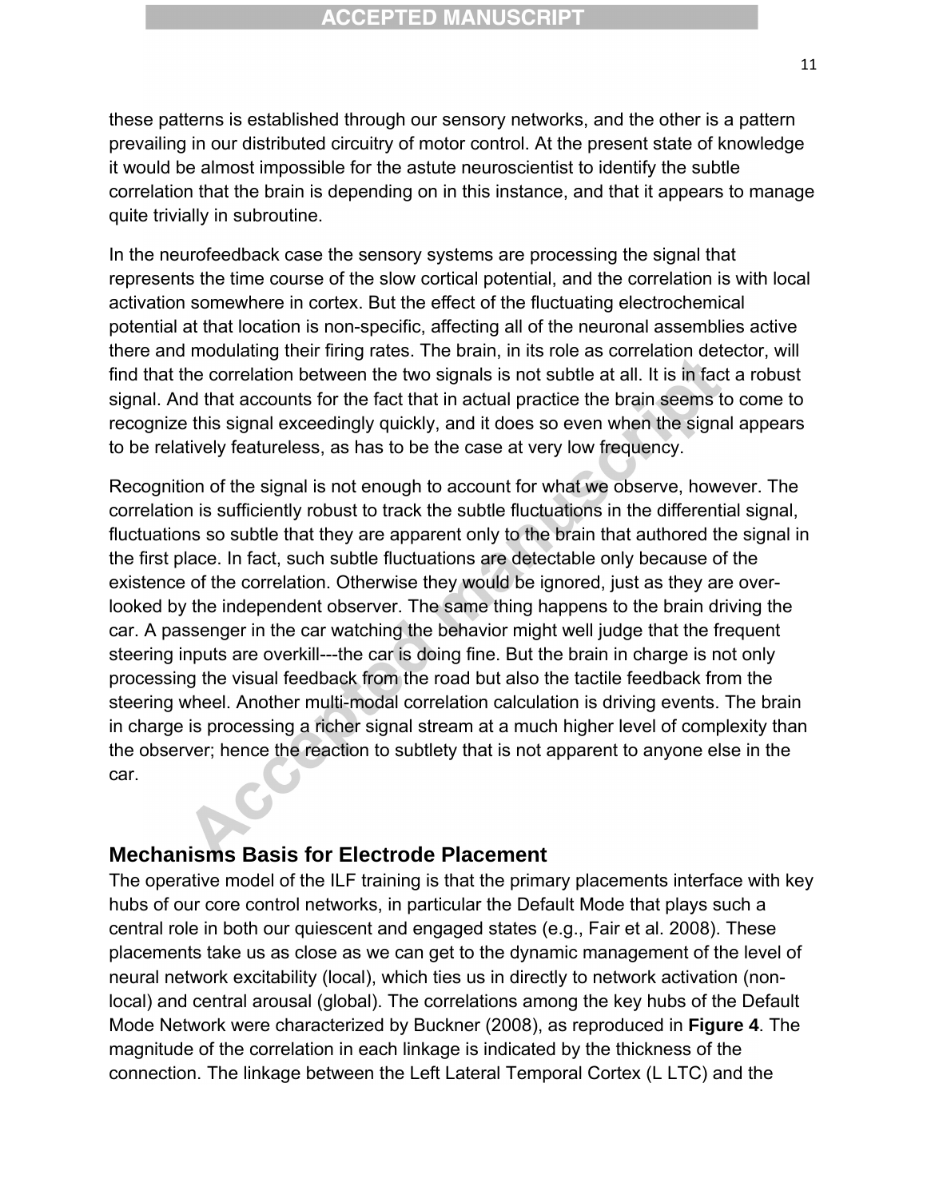these patterns is established through our sensory networks, and the other is a pattern prevailing in our distributed circuitry of motor control. At the present state of knowledge it would be almost impossible for the astute neuroscientist to identify the subtle correlation that the brain is depending on in this instance, and that it appears to manage quite trivially in subroutine.

In the neurofeedback case the sensory systems are processing the signal that represents the time course of the slow cortical potential, and the correlation is with local activation somewhere in cortex. But the effect of the fluctuating electrochemical potential at that location is non-specific, affecting all of the neuronal assemblies active there and modulating their firing rates. The brain, in its role as correlation detector, will find that the correlation between the two signals is not subtle at all. It is in fact a robust signal. And that accounts for the fact that in actual practice the brain seems to come to recognize this signal exceedingly quickly, and it does so even when the signal appears to be relatively featureless, as has to be the case at very low frequency.

Recognition of the signal is not enough to account for what we observe, however. The correlation is sufficiently robust to track the subtle fluctuations in the differential signal, fluctuations so subtle that they are apparent only to the brain that authored the signal in the first place. In fact, such subtle fluctuations are detectable only because of the existence of the correlation. Otherwise they would be ignored, just as they are over-looked by the independent observer. The same thing happens to the brain driving the car. A passenger in the car watching the behavior might well judge that the frequent steering inputs are overkill---the car is doing fine. But the brain in charge is not only processing the visual feedback from the road but also the tactile feedback from the steering wheel. Another multi-modal correlation calculation is driving events. The brain in charge is processing a richer signal stream at a much higher level of complexity than the observer; hence the reaction to subtlety that is not apparent to anyone else in the car.

## Mechanisms Basis for Electrode Placement

The operative model of the ILF training is that the primary placements interface with key hubs of our core control networks, in particular the Default Mode that plays such a central role in both our quiescent and engaged states (e.g., Fair et al. 2008). These placements take us as close as we can get to the dynamic management of the level of neural network excitability (local), which ties us in directly to network activation (non-local) and central arousal (global). The correlations among the key hubs of the Default Mode Network were characterized by Buckner (2008), as reproduced in **Figure 4**. The magnitude of the correlation in each linkage is indicated by the thickness of the connection. The linkage between the Left Lateral Temporal Cortex (L LTC) and the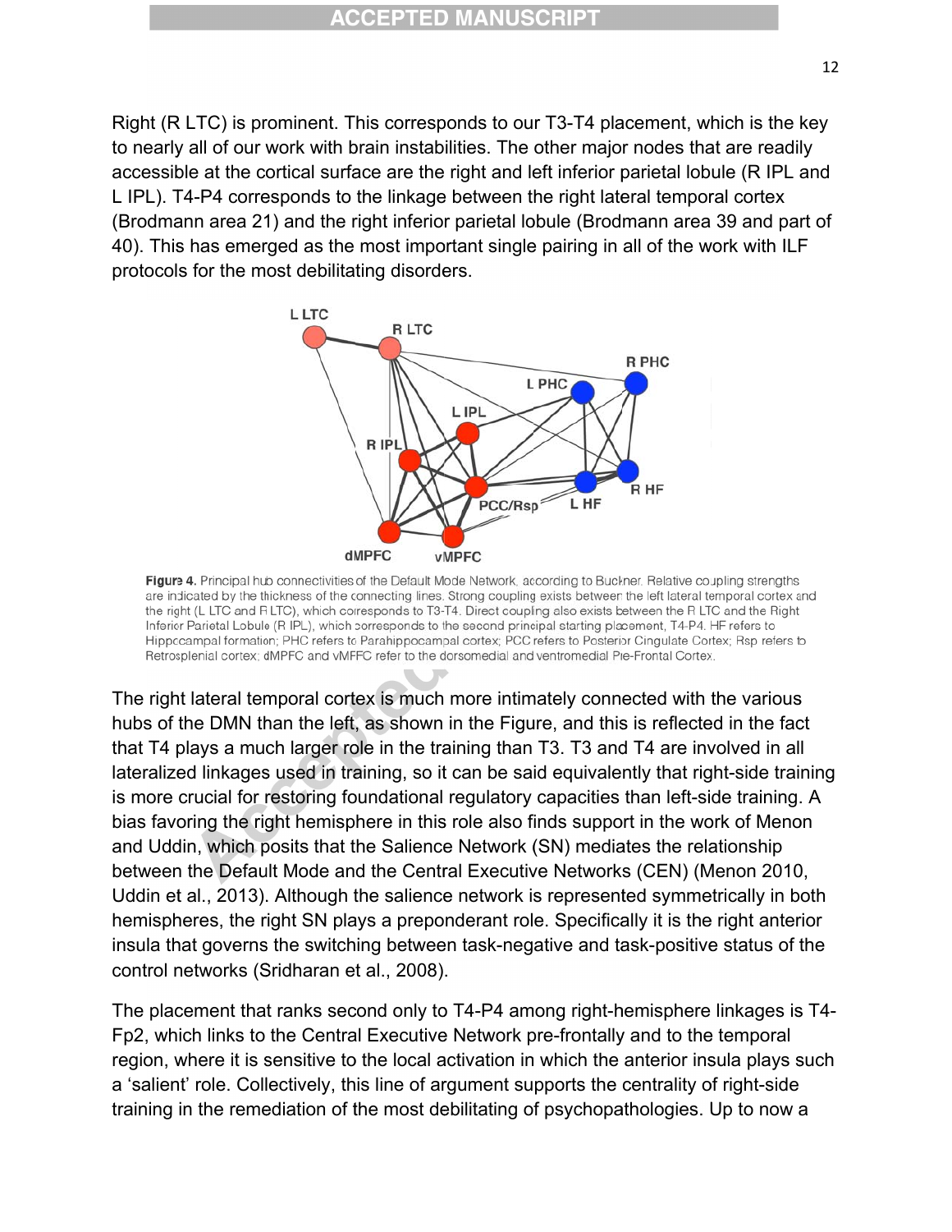Right (R LTC) is prominent. This corresponds to our T3-T4 placement, which is the key to nearly all of our work with brain instabilities. The other major nodes that are readily accessible at the cortical surface are the right and left inferior parietal lobule (R IPL and L IPL). T4-P4 corresponds to the linkage between the right lateral temporal cortex (Brodmann area 21) and the right inferior parietal lobule (Brodmann area 39 and part of 40). This has emerged as the most important single pairing in all of the work with ILF protocols for the most debilitating disorders.

**Figure 4.** Principal hub connectivities of the Default Mode Network, according to Buckner. Relative coupling strengths are indicated by the thickness of the connecting lines. Strong coupling exists between the left lateral temporal cortex and the right (L LTC and R LTC), which corresponds to T3-T4. Direct coupling also exists between the R LTC and the Right Inferior Parietal Lobule (R IPL), which corresponds to the second principal starting placement, T4-P4. HF refers to Hippocampal formation; PHC refers to Parahippocampal cortex; PCC refers to Posterior Cingulate Cortex; Rsp refers to Retrosplenial cortex; dMPFC and vMFFC refer to the dorsomedial and ventromedial Pre-Frontal Cortex.

The right lateral temporal cortex is much more intimately connected with the various hubs of the DMN than the left, as shown in the Figure, and this is reflected in the fact that T4 plays a much larger role in the training than T3. T3 and T4 are involved in all lateralized linkages used in training, so it can be said equivalently that right-side training is more crucial for restoring foundational regulatory capacities than left-side training. A bias favoring the right hemisphere in this role also finds support in the work of Menon and Uddin, which posits that the Salience Network (SN) mediates the relationship between the Default Mode and the Central Executive Networks (CEN) (Menon 2010, Uddin et al., 2013). Although the salience network is represented symmetrically in both hemispheres, the right SN plays a preponderant role. Specifically it is the right anterior insula that governs the switching between task-negative and task-positive status of the control networks (Sridharan et al., 2008).

The placement that ranks second only to T4-P4 among right-hemisphere linkages is T4-Fp2, which links to the Central Executive Network pre-frontally and to the temporal region, where it is sensitive to the local activation in which the anterior insula plays such a 'salient' role. Collectively, this line of argument supports the centrality of right-side training in the remediation of the most debilitating of psychopathologies. Up to now a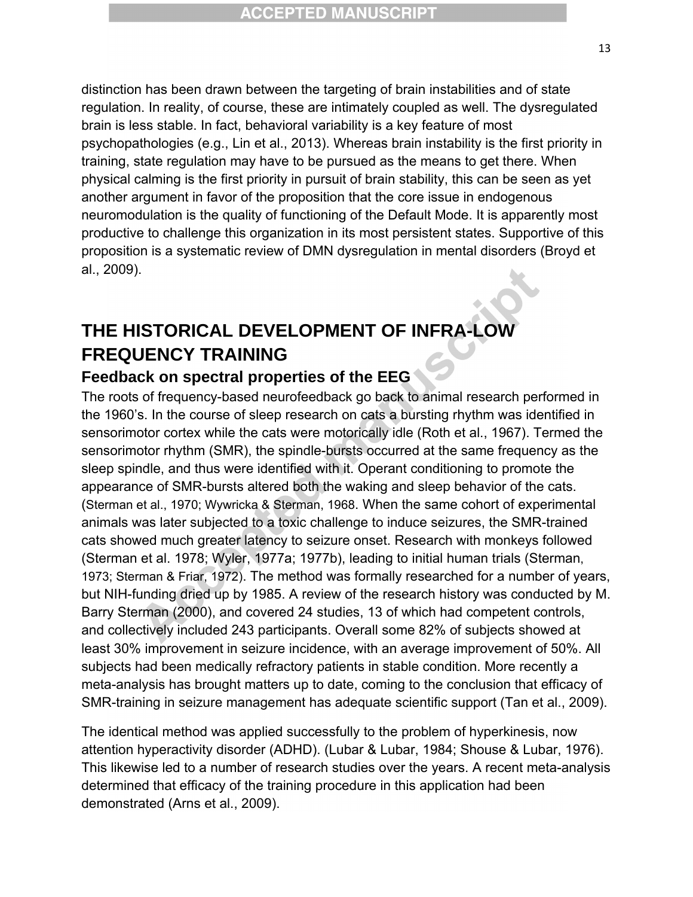distinction has been drawn between the targeting of brain instabilities and of state regulation. In reality, of course, these are intimately coupled as well. The dysregulated brain is less stable. In fact, behavioral variability is a key feature of most psychopathologies (e.g., Lin et al., 2013). Whereas brain instability is the first priority in training, state regulation may have to be pursued as the means to get there. When physical calming is the first priority in pursuit of brain stability, this can be seen as yet another argument in favor of the proposition that the core issue in endogenous neuromodulation is the quality of functioning of the Default Mode. It is apparently most productive to challenge this organization in its most persistent states. Supportive of this proposition is a systematic review of DMN dysregulation in mental disorders (Broyd et al., 2009).

# THE HISTORICAL DEVELOPMENT OF INFRA-LOW FREQUENCY TRAINING

## Feedback on spectral properties of the EEG

The roots of frequency-based neurofeedback go back to animal research performed in the 1960's. In the course of sleep research on cats a bursting rhythm was identified in sensorimotor cortex while the cats were motorically idle (Roth et al., 1967). Termed the sensorimotor rhythm (SMR), the spindle-bursts occurred at the same frequency as the sleep spindle, and thus were identified with it. Operant conditioning to promote the appearance of SMR-bursts altered both the waking and sleep behavior of the cats. (Sterman et al., 1970; Wywricka & Sterman, 1968. When the same cohort of experimental animals was later subjected to a toxic challenge to induce seizures, the SMR-trained cats showed much greater latency to seizure onset. Research with monkeys followed (Sterman et al. 1978; Wyler, 1977a; 1977b), leading to initial human trials (Sterman, 1973; Sterman & Friar, 1972). The method was formally researched for a number of years, but NIH-funding dried up by 1985. A review of the research history was conducted by M. Barry Sterman (2000), and covered 24 studies, 13 of which had competent controls, and collectively included 243 participants. Overall some 82% of subjects showed at least 30% improvement in seizure incidence, with an average improvement of 50%. All subjects had been medically refractory patients in stable condition. More recently a meta-analysis has brought matters up to date, coming to the conclusion that efficacy of SMR-training in seizure management has adequate scientific support (Tan et al., 2009).

The identical method was applied successfully to the problem of hyperkinesis, now attention hyperactivity disorder (ADHD). (Lubar & Lubar, 1984; Shouse & Lubar, 1976). This likewise led to a number of research studies over the years. A recent meta-analysis determined that efficacy of the training procedure in this application had been demonstrated (Arns et al., 2009).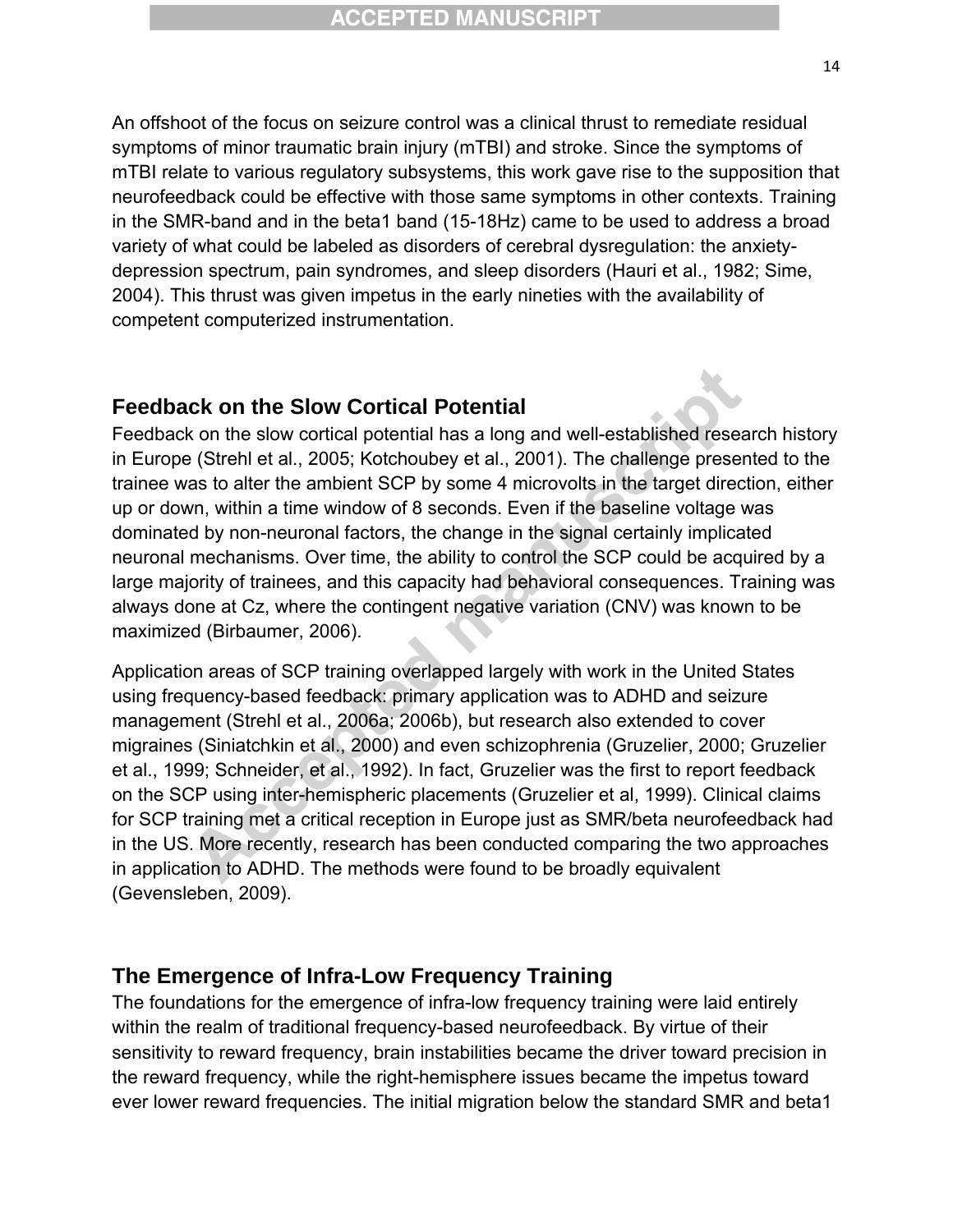An offshoot of the focus on seizure control was a clinical thrust to remediate residual symptoms of minor traumatic brain injury (mTBI) and stroke. Since the symptoms of mTBI relate to various regulatory subsystems, this work gave rise to the supposition that neurofeedback could be effective with those same symptoms in other contexts. Training in the SMR-band and in the beta1 band (15-18Hz) came to be used to address a broad variety of what could be labeled as disorders of cerebral dysregulation: the anxiety-depression spectrum, pain syndromes, and sleep disorders (Hauri et al., 1982; Sime, 2004). This thrust was given impetus in the early nineties with the availability of competent computerized instrumentation.

## Feedback on the Slow Cortical Potential

Feedback on the slow cortical potential has a long and well-established research history in Europe (Strehl et al., 2005; Kotchoubey et al., 2001). The challenge presented to the trainee was to alter the ambient SCP by some 4 microvolts in the target direction, either up or down, within a time window of 8 seconds. Even if the baseline voltage was dominated by non-neuronal factors, the change in the signal certainly implicated neuronal mechanisms. Over time, the ability to control the SCP could be acquired by a large majority of trainees, and this capacity had behavioral consequences. Training was always done at Cz, where the contingent negative variation (CNV) was known to be maximized (Birbaumer, 2006).

Application areas of SCP training overlapped largely with work in the United States using frequency-based feedback: primary application was to ADHD and seizure management (Strehl et al., 2006a; 2006b), but research also extended to cover migraines (Siniatchkin et al., 2000) and even schizophrenia (Gruzelier, 2000; Gruzelier et al., 1999; Schneider, et al., 1992). In fact, Gruzelier was the first to report feedback on the SCP using inter-hemispheric placements (Gruzelier et al, 1999). Clinical claims for SCP training met a critical reception in Europe just as SMR/beta neurofeedback had in the US. More recently, research has been conducted comparing the two approaches in application to ADHD. The methods were found to be broadly equivalent (Gevensleben, 2009).

## The Emergence of Infra-Low Frequency Training

The foundations for the emergence of infra-low frequency training were laid entirely within the realm of traditional frequency-based neurofeedback. By virtue of their sensitivity to reward frequency, brain instabilities became the driver toward precision in the reward frequency, while the right-hemisphere issues became the impetus toward ever lower reward frequencies. The initial migration below the standard SMR and beta1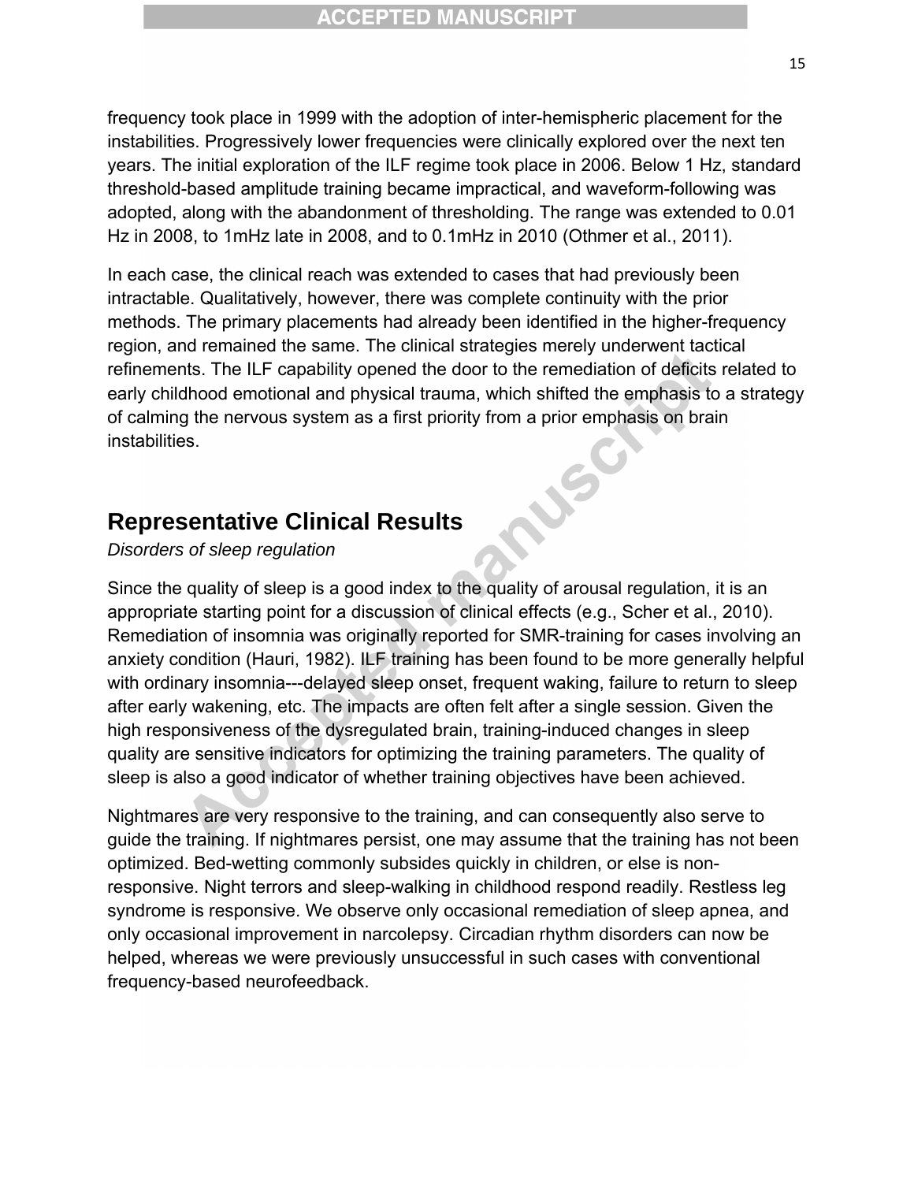frequency took place in 1999 with the adoption of inter-hemispheric placement for the instabilities. Progressively lower frequencies were clinically explored over the next ten years. The initial exploration of the ILF regime took place in 2006. Below 1 Hz, standard threshold-based amplitude training became impractical, and waveform-following was adopted, along with the abandonment of thresholding. The range was extended to 0.01 Hz in 2008, to 1mHz late in 2008, and to 0.1mHz in 2010 (Othmer et al., 2011).

In each case, the clinical reach was extended to cases that had previously been intractable. Qualitatively, however, there was complete continuity with the prior methods. The primary placements had already been identified in the higher-frequency region, and remained the same. The clinical strategies merely underwent tactical refinements. The ILF capability opened the door to the remediation of deficits related to early childhood emotional and physical trauma, which shifted the emphasis to a strategy of calming the nervous system as a first priority from a prior emphasis on brain instabilities.

## Representative Clinical Results

*Disorders of sleep regulation*

Since the quality of sleep is a good index to the quality of arousal regulation, it is an appropriate starting point for a discussion of clinical effects (e.g., Scher et al., 2010). Remediation of insomnia was originally reported for SMR-training for cases involving an anxiety condition (Hauri, 1982). ILF training has been found to be more generally helpful with ordinary insomnia---delayed sleep onset, frequent waking, failure to return to sleep after early wakening, etc. The impacts are often felt after a single session. Given the high responsiveness of the dysregulated brain, training-induced changes in sleep quality are sensitive indicators for optimizing the training parameters. The quality of sleep is also a good indicator of whether training objectives have been achieved.

Nightmares are very responsive to the training, and can consequently also serve to guide the training. If nightmares persist, one may assume that the training has not been optimized. Bed-wetting commonly subsides quickly in children, or else is non-responsive. Night terrors and sleep-walking in childhood respond readily. Restless leg syndrome is responsive. We observe only occasional remediation of sleep apnea, and only occasional improvement in narcolepsy. Circadian rhythm disorders can now be helped, whereas we were previously unsuccessful in such cases with conventional frequency-based neurofeedback.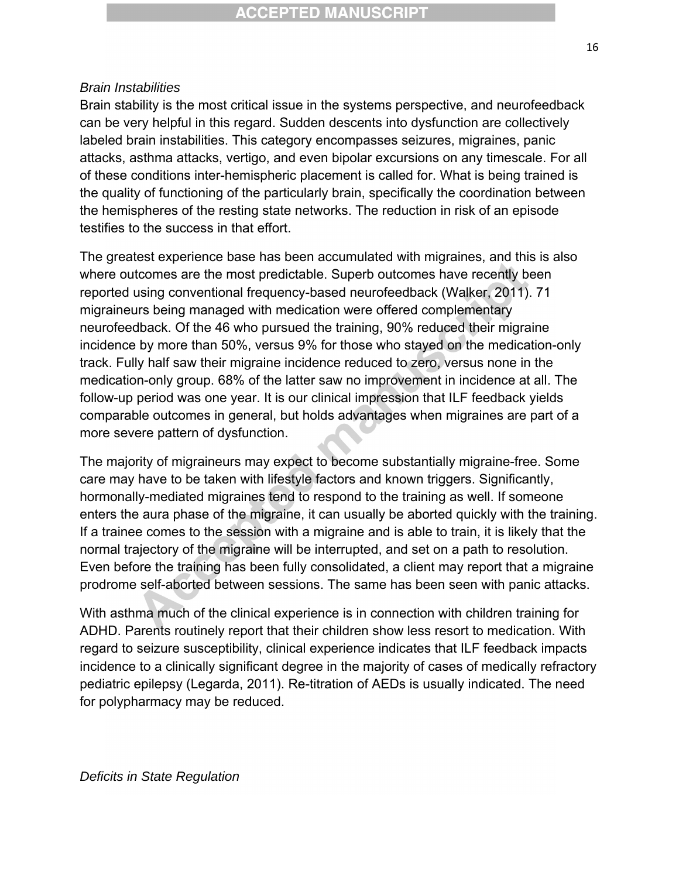*Brain Instabilities*

Brain stability is the most critical issue in the systems perspective, and neurofeedback can be very helpful in this regard. Sudden descents into dysfunction are collectively labeled brain instabilities. This category encompasses seizures, migraines, panic attacks, asthma attacks, vertigo, and even bipolar excursions on any timescale. For all of these conditions inter-hemispheric placement is called for. What is being trained is the quality of functioning of the particularly brain, specifically the coordination between the hemispheres of the resting state networks. The reduction in risk of an episode testifies to the success in that effort.

The greatest experience base has been accumulated with migraines, and this is also where outcomes are the most predictable. Superb outcomes have recently been reported using conventional frequency-based neurofeedback (Walker, 2011). 71 migraineurs being managed with medication were offered complementary neurofeedback. Of the 46 who pursued the training, 90% reduced their migraine incidence by more than 50%, versus 9% for those who stayed on the medication-only track. Fully half saw their migraine incidence reduced to zero, versus none in the medication-only group. 68% of the latter saw no improvement in incidence at all. The follow-up period was one year. It is our clinical impression that ILF feedback yields comparable outcomes in general, but holds advantages when migraines are part of a more severe pattern of dysfunction.

The majority of migraineurs may expect to become substantially migraine-free. Some care may have to be taken with lifestyle factors and known triggers. Significantly, hormonally-mediated migraines tend to respond to the training as well. If someone enters the aura phase of the migraine, it can usually be aborted quickly with the training. If a trainee comes to the session with a migraine and is able to train, it is likely that the normal trajectory of the migraine will be interrupted, and set on a path to resolution. Even before the training has been fully consolidated, a client may report that a migraine prodrome self-aborted between sessions. The same has been seen with panic attacks.

With asthma much of the clinical experience is in connection with children training for ADHD. Parents routinely report that their children show less resort to medication. With regard to seizure susceptibility, clinical experience indicates that ILF feedback impacts incidence to a clinically significant degree in the majority of cases of medically refractory pediatric epilepsy (Legarda, 2011). Re-titration of AEDs is usually indicated. The need for polypharmacy may be reduced.

*Deficits in State Regulation*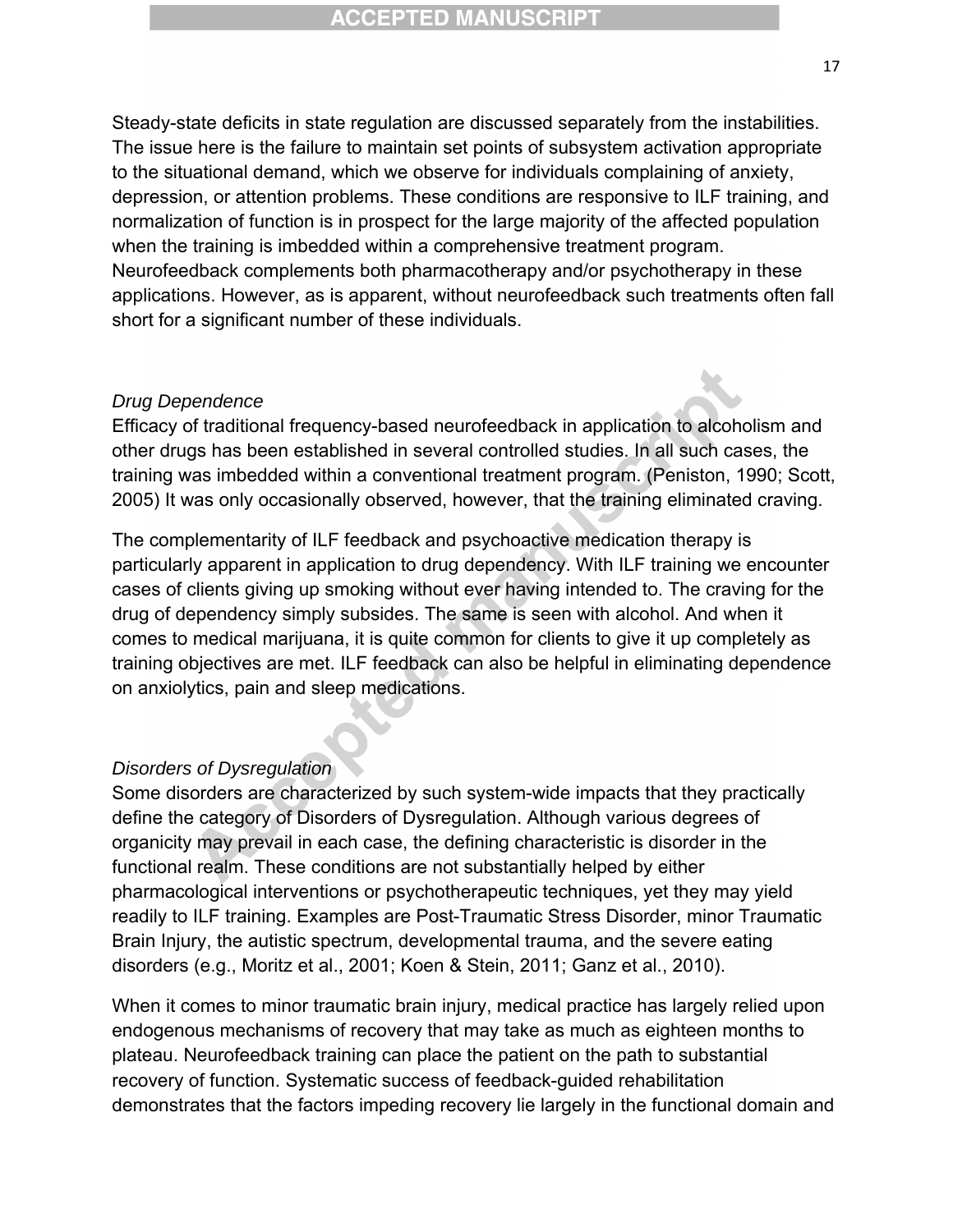Steady-state deficits in state regulation are discussed separately from the instabilities. The issue here is the failure to maintain set points of subsystem activation appropriate to the situational demand, which we observe for individuals complaining of anxiety, depression, or attention problems. These conditions are responsive to ILF training, and normalization of function is in prospect for the large majority of the affected population when the training is imbedded within a comprehensive treatment program. Neurofeedback complements both pharmacotherapy and/or psychotherapy in these applications. However, as is apparent, without neurofeedback such treatments often fall short for a significant number of these individuals.

*Drug Dependence*

Efficacy of traditional frequency-based neurofeedback in application to alcoholism and other drugs has been established in several controlled studies. In all such cases, the training was imbedded within a conventional treatment program. (Peniston, 1990; Scott, 2005) It was only occasionally observed, however, that the training eliminated craving.

The complementarity of ILF feedback and psychoactive medication therapy is particularly apparent in application to drug dependency. With ILF training we encounter cases of clients giving up smoking without ever having intended to. The craving for the drug of dependency simply subsides. The same is seen with alcohol. And when it comes to medical marijuana, it is quite common for clients to give it up completely as training objectives are met. ILF feedback can also be helpful in eliminating dependence on anxiolytics, pain and sleep medications.

*Disorders of Dysregulation*

Some disorders are characterized by such system-wide impacts that they practically define the category of Disorders of Dysregulation. Although various degrees of organicity may prevail in each case, the defining characteristic is disorder in the functional realm. These conditions are not substantially helped by either pharmacological interventions or psychotherapeutic techniques, yet they may yield readily to ILF training. Examples are Post-Traumatic Stress Disorder, minor Traumatic Brain Injury, the autistic spectrum, developmental trauma, and the severe eating disorders (e.g., Moritz et al., 2001; Koen & Stein, 2011; Ganz et al., 2010).

When it comes to minor traumatic brain injury, medical practice has largely relied upon endogenous mechanisms of recovery that may take as much as eighteen months to plateau. Neurofeedback training can place the patient on the path to substantial recovery of function. Systematic success of feedback-guided rehabilitation demonstrates that the factors impeding recovery lie largely in the functional domain and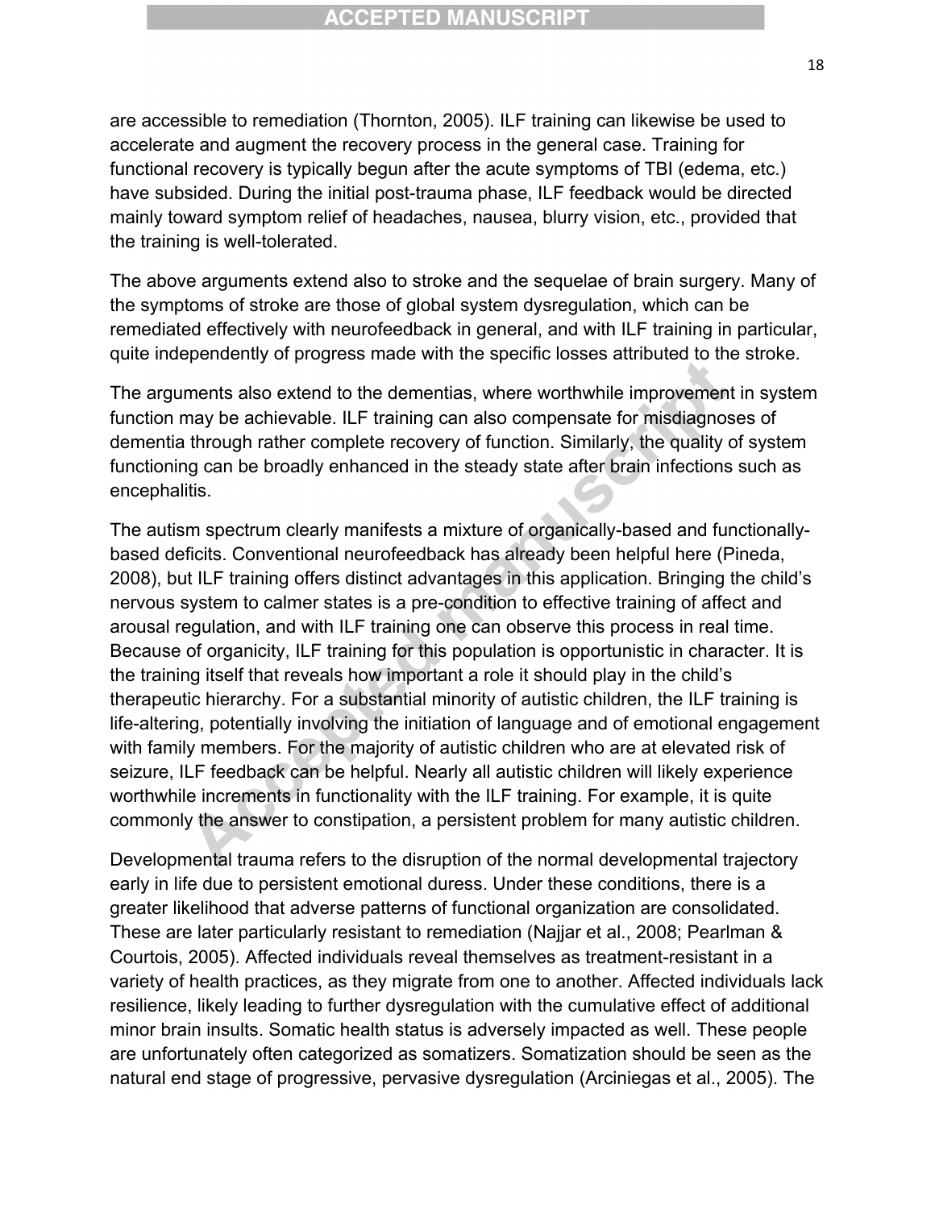are accessible to remediation (Thornton, 2005). ILF training can likewise be used to accelerate and augment the recovery process in the general case. Training for functional recovery is typically begun after the acute symptoms of TBI (edema, etc.) have subsided. During the initial post-trauma phase, ILF feedback would be directed mainly toward symptom relief of headaches, nausea, blurry vision, etc., provided that the training is well-tolerated.

The above arguments extend also to stroke and the sequelae of brain surgery. Many of the symptoms of stroke are those of global system dysregulation, which can be remediated effectively with neurofeedback in general, and with ILF training in particular, quite independently of progress made with the specific losses attributed to the stroke.

The arguments also extend to the dementias, where worthwhile improvement in system function may be achievable. ILF training can also compensate for misdiagnoses of dementia through rather complete recovery of function. Similarly, the quality of system functioning can be broadly enhanced in the steady state after brain infections such as encephalitis.

The autism spectrum clearly manifests a mixture of organically-based and functionally-based deficits. Conventional neurofeedback has already been helpful here (Pineda, 2008), but ILF training offers distinct advantages in this application. Bringing the child's nervous system to calmer states is a pre-condition to effective training of affect and arousal regulation, and with ILF training one can observe this process in real time. Because of organicity, ILF training for this population is opportunistic in character. It is the training itself that reveals how important a role it should play in the child's therapeutic hierarchy. For a substantial minority of autistic children, the ILF training is life-altering, potentially involving the initiation of language and of emotional engagement with family members. For the majority of autistic children who are at elevated risk of seizure, ILF feedback can be helpful. Nearly all autistic children will likely experience worthwhile increments in functionality with the ILF training. For example, it is quite commonly the answer to constipation, a persistent problem for many autistic children.

Developmental trauma refers to the disruption of the normal developmental trajectory early in life due to persistent emotional duress. Under these conditions, there is a greater likelihood that adverse patterns of functional organization are consolidated. These are later particularly resistant to remediation (Najjar et al., 2008; Pearlman & Courtois, 2005). Affected individuals reveal themselves as treatment-resistant in a variety of health practices, as they migrate from one to another. Affected individuals lack resilience, likely leading to further dysregulation with the cumulative effect of additional minor brain insults. Somatic health status is adversely impacted as well. These people are unfortunately often categorized as somatizers. Somatization should be seen as the natural end stage of progressive, pervasive dysregulation (Arciniegas et al., 2005). The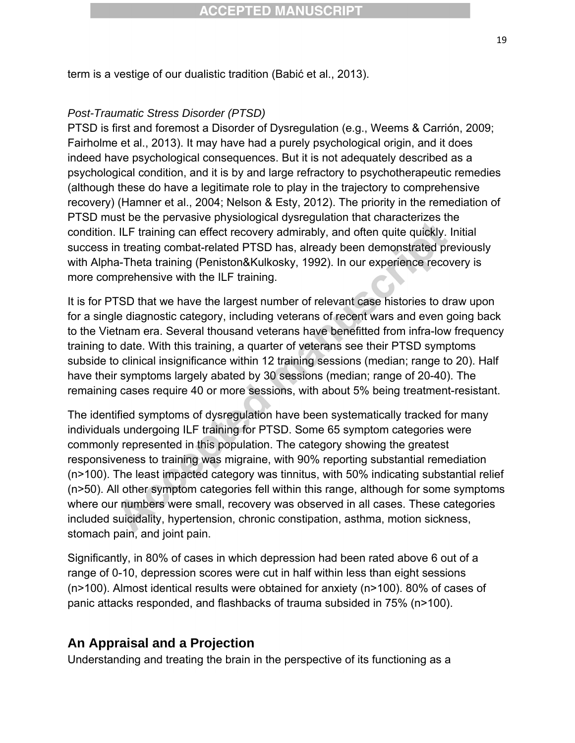term is a vestige of our dualistic tradition (Babić et al., 2013).

*Post-Traumatic Stress Disorder (PTSD)*

PTSD is first and foremost a Disorder of Dysregulation (e.g., Weems & Carrión, 2009; Fairholme et al., 2013). It may have had a purely psychological origin, and it does indeed have psychological consequences. But it is not adequately described as a psychological condition, and it is by and large refractory to psychotherapeutic remedies (although these do have a legitimate role to play in the trajectory to comprehensive recovery) (Hamner et al., 2004; Nelson & Esty, 2012). The priority in the remediation of PTSD must be the pervasive physiological dysregulation that characterizes the condition. ILF training can effect recovery admirably, and often quite quickly. Initial success in treating combat-related PTSD has, already been demonstrated previously with Alpha-Theta training (Peniston&Kulkosky, 1992). In our experience recovery is more comprehensive with the ILF training.

It is for PTSD that we have the largest number of relevant case histories to draw upon for a single diagnostic category, including veterans of recent wars and even going back to the Vietnam era. Several thousand veterans have benefitted from infra-low frequency training to date. With this training, a quarter of veterans see their PTSD symptoms subside to clinical insignificance within 12 training sessions (median; range to 20). Half have their symptoms largely abated by 30 sessions (median; range of 20-40). The remaining cases require 40 or more sessions, with about 5% being treatment-resistant.

The identified symptoms of dysregulation have been systematically tracked for many individuals undergoing ILF training for PTSD. Some 65 symptom categories were commonly represented in this population. The category showing the greatest responsiveness to training was migraine, with 90% reporting substantial remediation (n>100). The least impacted category was tinnitus, with 50% indicating substantial relief (n>50). All other symptom categories fell within this range, although for some symptoms where our numbers were small, recovery was observed in all cases. These categories included suicidality, hypertension, chronic constipation, asthma, motion sickness, stomach pain, and joint pain.

Significantly, in 80% of cases in which depression had been rated above 6 out of a range of 0-10, depression scores were cut in half within less than eight sessions (n>100). Almost identical results were obtained for anxiety (n>100). 80% of cases of panic attacks responded, and flashbacks of trauma subsided in 75% (n>100).

## An Appraisal and a Projection

Understanding and treating the brain in the perspective of its functioning as a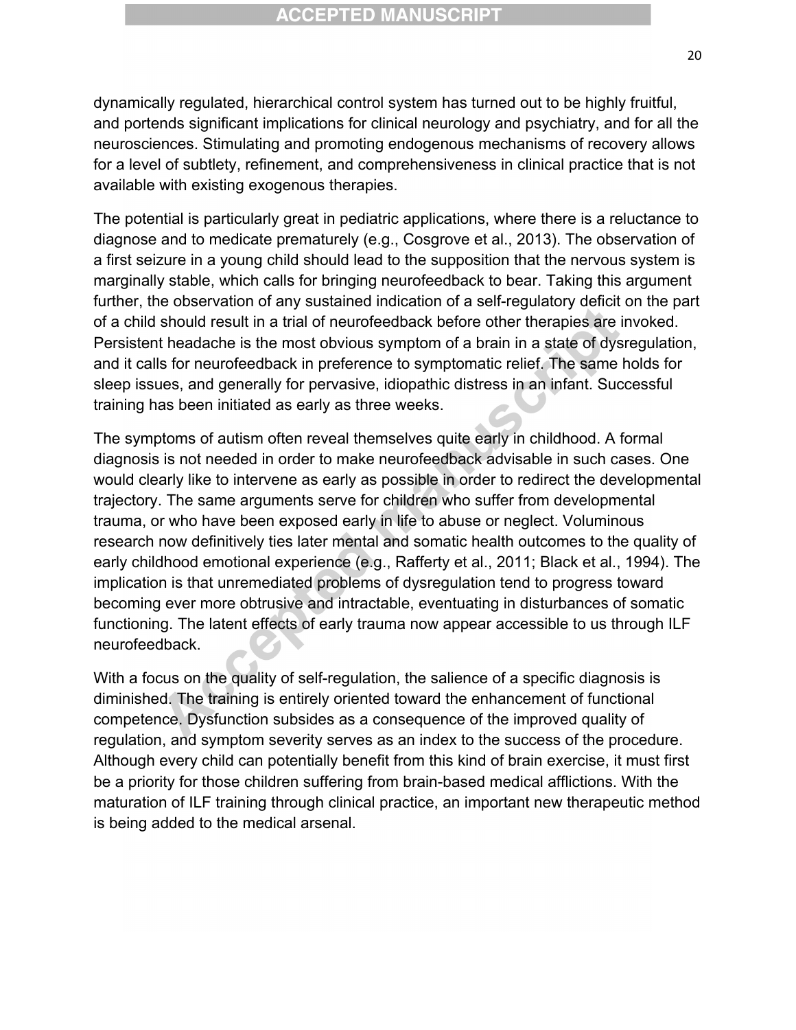dynamically regulated, hierarchical control system has turned out to be highly fruitful, and portends significant implications for clinical neurology and psychiatry, and for all the neurosciences. Stimulating and promoting endogenous mechanisms of recovery allows for a level of subtlety, refinement, and comprehensiveness in clinical practice that is not available with existing exogenous therapies.

The potential is particularly great in pediatric applications, where there is a reluctance to diagnose and to medicate prematurely (e.g., Cosgrove et al., 2013). The observation of a first seizure in a young child should lead to the supposition that the nervous system is marginally stable, which calls for bringing neurofeedback to bear. Taking this argument further, the observation of any sustained indication of a self-regulatory deficit on the part of a child should result in a trial of neurofeedback before other therapies are invoked. Persistent headache is the most obvious symptom of a brain in a state of dysregulation, and it calls for neurofeedback in preference to symptomatic relief. The same holds for sleep issues, and generally for pervasive, idiopathic distress in an infant. Successful training has been initiated as early as three weeks.

The symptoms of autism often reveal themselves quite early in childhood. A formal diagnosis is not needed in order to make neurofeedback advisable in such cases. One would clearly like to intervene as early as possible in order to redirect the developmental trajectory. The same arguments serve for children who suffer from developmental trauma, or who have been exposed early in life to abuse or neglect. Voluminous research now definitively ties later mental and somatic health outcomes to the quality of early childhood emotional experience (e.g., Rafferty et al., 2011; Black et al., 1994). The implication is that unremediated problems of dysregulation tend to progress toward becoming ever more obtrusive and intractable, eventuating in disturbances of somatic functioning. The latent effects of early trauma now appear accessible to us through ILF neurofeedback.

With a focus on the quality of self-regulation, the salience of a specific diagnosis is diminished. The training is entirely oriented toward the enhancement of functional competence. Dysfunction subsides as a consequence of the improved quality of regulation, and symptom severity serves as an index to the success of the procedure. Although every child can potentially benefit from this kind of brain exercise, it must first be a priority for those children suffering from brain-based medical afflictions. With the maturation of ILF training through clinical practice, an important new therapeutic method is being added to the medical arsenal.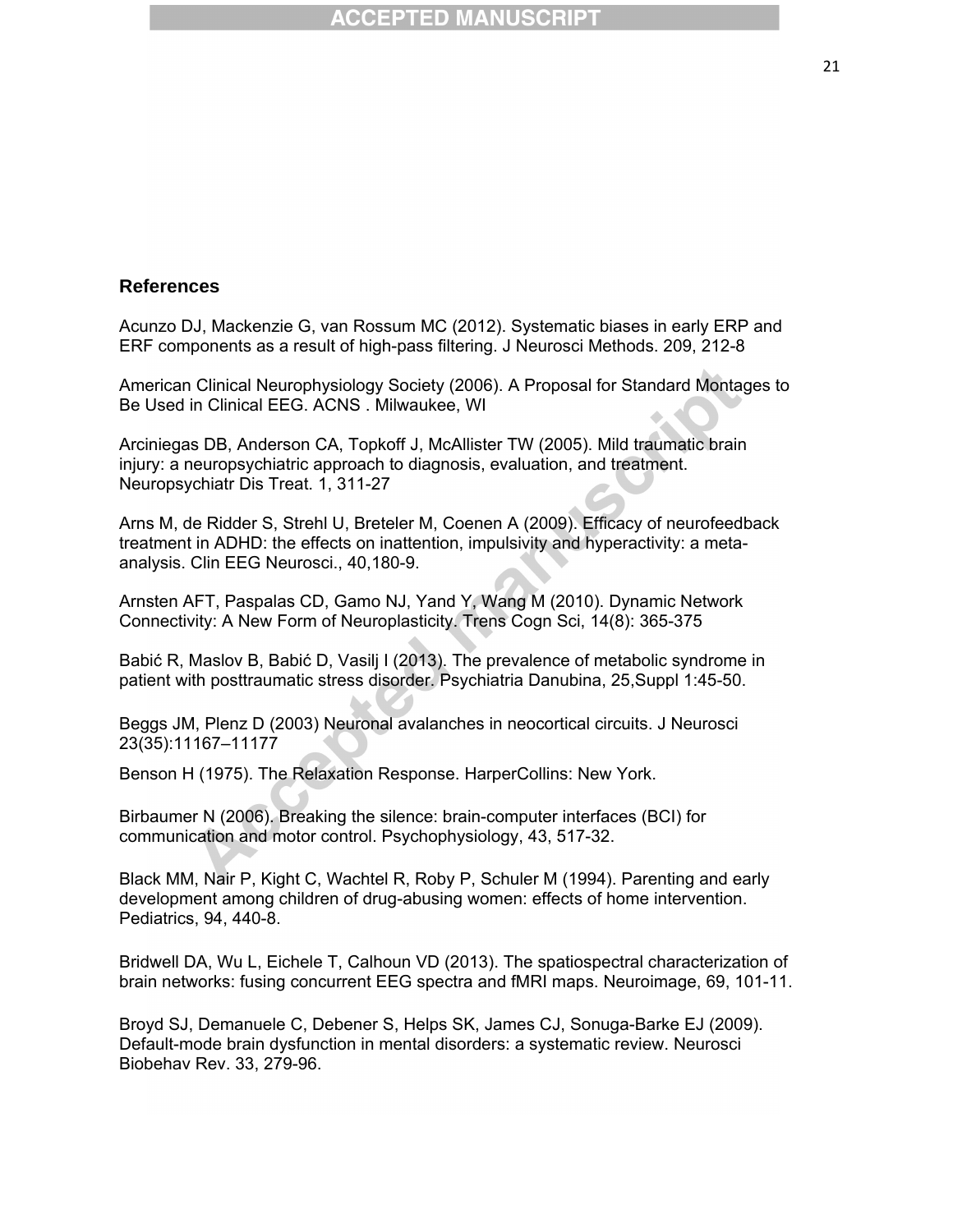## References

Acunzo DJ, Mackenzie G, van Rossum MC (2012). Systematic biases in early ERP and ERF components as a result of high-pass filtering. J Neurosci Methods. 209, 212-8

American Clinical Neurophysiology Society (2006). A Proposal for Standard Montages to Be Used in Clinical EEG. ACNS . Milwaukee, WI

Arciniegas DB, Anderson CA, Topkoff J, McAllister TW (2005). Mild traumatic brain injury: a neuropsychiatric approach to diagnosis, evaluation, and treatment. Neuropsychiatr Dis Treat. 1, 311-27

Arns M, de Ridder S, Strehl U, Breteler M, Coenen A (2009). Efficacy of neurofeedback treatment in ADHD: the effects on inattention, impulsivity and hyperactivity: a meta-analysis. Clin EEG Neurosci., 40,180-9.

Arnsten AFT, Paspalas CD, Gamo NJ, Yand Y, Wang M (2010). Dynamic Network Connectivity: A New Form of Neuroplasticity. Trens Cogn Sci, 14(8): 365-375

Babić R, Maslov B, Babić D, Vasilj I (2013). The prevalence of metabolic syndrome in patient with posttraumatic stress disorder. Psychiatria Danubina, 25,Suppl 1:45-50.

Beggs JM, Plenz D (2003) Neuronal avalanches in neocortical circuits. J Neurosci 23(35):11167–11177

Benson H (1975). The Relaxation Response. HarperCollins: New York.

Birbaumer N (2006). Breaking the silence: brain-computer interfaces (BCI) for communication and motor control. Psychophysiology, 43, 517-32.

Black MM, Nair P, Kight C, Wachtel R, Roby P, Schuler M (1994). Parenting and early development among children of drug-abusing women: effects of home intervention. Pediatrics, 94, 440-8.

Bridwell DA, Wu L, Eichele T, Calhoun VD (2013). The spatiospectral characterization of brain networks: fusing concurrent EEG spectra and fMRI maps. Neuroimage, 69, 101-11.

Broyd SJ, Demanuele C, Debener S, Helps SK, James CJ, Sonuga-Barke EJ (2009). Default-mode brain dysfunction in mental disorders: a systematic review. Neurosci Biobehav Rev. 33, 279-96.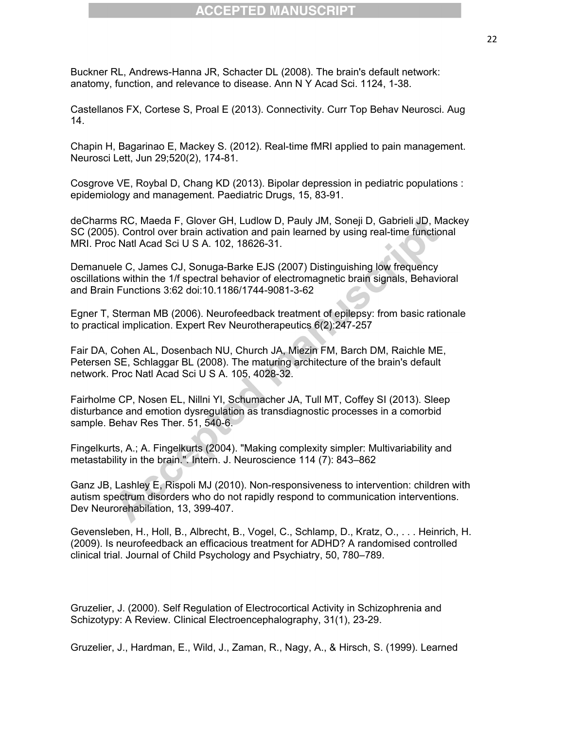Buckner RL, Andrews-Hanna JR, Schacter DL (2008). The brain's default network: anatomy, function, and relevance to disease. Ann N Y Acad Sci. 1124, 1-38.

Castellanos FX, Cortese S, Proal E (2013). Connectivity. Curr Top Behav Neurosci. Aug 14.

Chapin H, Bagarinao E, Mackey S. (2012). Real-time fMRI applied to pain management. Neurosci Lett, Jun 29;520(2), 174-81.

Cosgrove VE, Roybal D, Chang KD (2013). Bipolar depression in pediatric populations : epidemiology and management. Paediatric Drugs, 15, 83-91.

deCharms RC, Maeda F, Glover GH, Ludlow D, Pauly JM, Soneji D, Gabrieli JD, Mackey SC (2005). Control over brain activation and pain learned by using real-time functional MRI. Proc Natl Acad Sci U S A. 102, 18626-31.

Demanuele C, James CJ, Sonuga-Barke EJS (2007) Distinguishing low frequency oscillations within the 1/f spectral behavior of electromagnetic brain signals, Behavioral and Brain Functions 3:62 doi:10.1186/1744-9081-3-62

Egner T, Sterman MB (2006). Neurofeedback treatment of epilepsy: from basic rationale to practical implication. Expert Rev Neurotherapeutics 6(2):247-257

Fair DA, Cohen AL, Dosenbach NU, Church JA, Miezin FM, Barch DM, Raichle ME, Petersen SE, Schlaggar BL (2008). The maturing architecture of the brain's default network. Proc Natl Acad Sci U S A. 105, 4028-32.

Fairholme CP, Nosen EL, Nillni YI, Schumacher JA, Tull MT, Coffey SI (2013). Sleep disturbance and emotion dysregulation as transdiagnostic processes in a comorbid sample. Behav Res Ther. 51, 540-6.

Fingelkurts, A.; A. Fingelkurts (2004). "Making complexity simpler: Multivariability and metastability in the brain.". Intern. J. Neuroscience 114 (7): 843–862

Ganz JB, Lashley E, Rispoli MJ (2010). Non-responsiveness to intervention: children with autism spectrum disorders who do not rapidly respond to communication interventions. Dev Neurorehabilation, 13, 399-407.

Gevensleben, H., Holl, B., Albrecht, B., Vogel, C., Schlamp, D., Kratz, O., . . . Heinrich, H. (2009). Is neurofeedback an efficacious treatment for ADHD? A randomised controlled clinical trial. Journal of Child Psychology and Psychiatry, 50, 780–789.

Gruzelier, J. (2000). Self Regulation of Electrocortical Activity in Schizophrenia and Schizotypy: A Review. Clinical Electroencephalography, 31(1), 23-29.

Gruzelier, J., Hardman, E., Wild, J., Zaman, R., Nagy, A., & Hirsch, S. (1999). Learned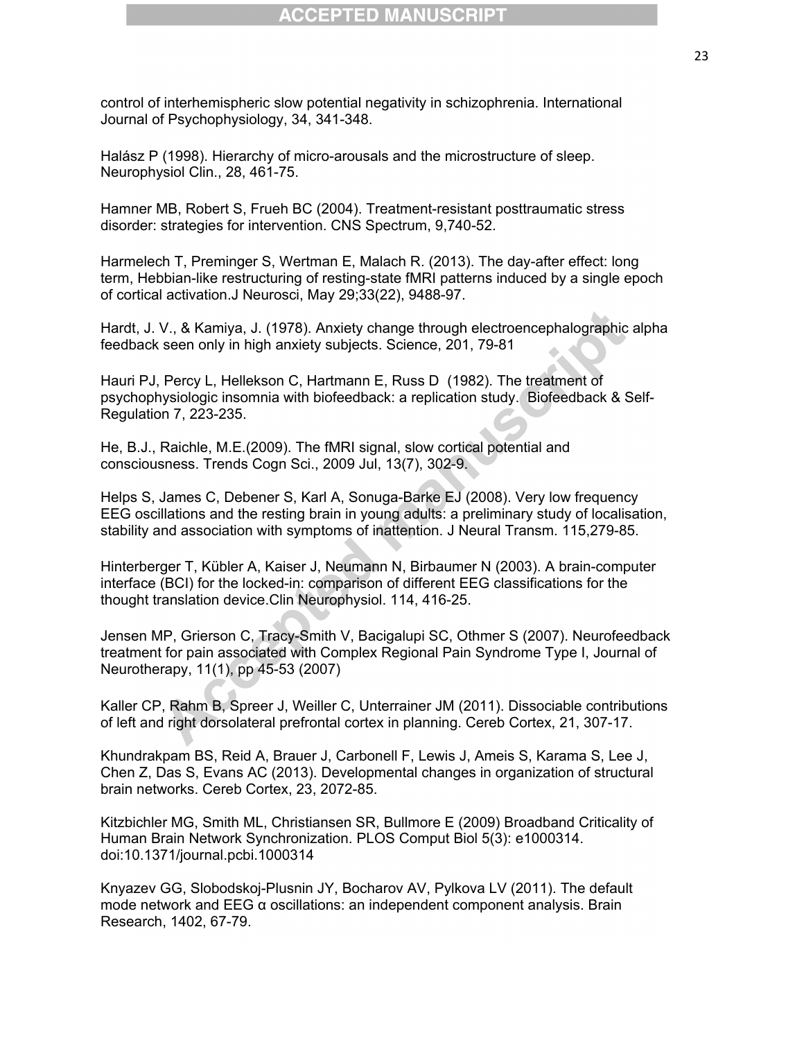control of interhemispheric slow potential negativity in schizophrenia. International Journal of Psychophysiology, 34, 341-348.

Halász P (1998). Hierarchy of micro-arousals and the microstructure of sleep. Neurophysiol Clin., 28, 461-75.

Hamner MB, Robert S, Frueh BC (2004). Treatment-resistant posttraumatic stress disorder: strategies for intervention. CNS Spectrum, 9,740-52.

Harmelech T, Preminger S, Wertman E, Malach R. (2013). The day-after effect: long term, Hebbian-like restructuring of resting-state fMRI patterns induced by a single epoch of cortical activation.J Neurosci, May 29;33(22), 9488-97.

Hardt, J. V., & Kamiya, J. (1978). Anxiety change through electroencephalographic alpha feedback seen only in high anxiety subjects. Science, 201, 79-81

Hauri PJ, Percy L, Hellekson C, Hartmann E, Russ D (1982). The treatment of psychophysiologic insomnia with biofeedback: a replication study. Biofeedback & Self-Regulation 7, 223-235.

He, B.J., Raichle, M.E.(2009). The fMRI signal, slow cortical potential and consciousness. Trends Cogn Sci., 2009 Jul, 13(7), 302-9.

Helps S, James C, Debener S, Karl A, Sonuga-Barke EJ (2008). Very low frequency EEG oscillations and the resting brain in young adults: a preliminary study of localisation, stability and association with symptoms of inattention. J Neural Transm. 115,279-85.

Hinterberger T, Kübler A, Kaiser J, Neumann N, Birbaumer N (2003). A brain-computer interface (BCI) for the locked-in: comparison of different EEG classifications for the thought translation device.Clin Neurophysiol. 114, 416-25.

Jensen MP, Grierson C, Tracy-Smith V, Bacigalupi SC, Othmer S (2007). Neurofeedback treatment for pain associated with Complex Regional Pain Syndrome Type I, Journal of Neurotherapy, 11(1), pp 45-53 (2007)

Kaller CP, Rahm B, Spreer J, Weiller C, Unterrainer JM (2011). Dissociable contributions of left and right dorsolateral prefrontal cortex in planning. Cereb Cortex, 21, 307-17.

Khundrakpam BS, Reid A, Brauer J, Carbonell F, Lewis J, Ameis S, Karama S, Lee J, Chen Z, Das S, Evans AC (2013). Developmental changes in organization of structural brain networks. Cereb Cortex, 23, 2072-85.

Kitzbichler MG, Smith ML, Christiansen SR, Bullmore E (2009) Broadband Criticality of Human Brain Network Synchronization. PLOS Comput Biol 5(3): e1000314. doi:10.1371/journal.pcbi.1000314

Knyazev GG, Slobodskoj-Plusnin JY, Bocharov AV, Pylkova LV (2011). The default mode network and EEG α oscillations: an independent component analysis. Brain Research, 1402, 67-79.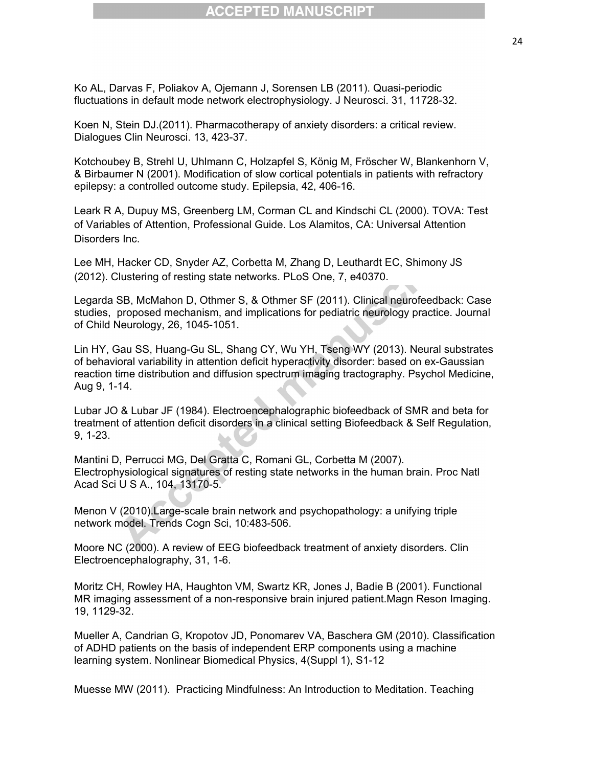Ko AL, Darvas F, Poliakov A, Ojemann J, Sorensen LB (2011). Quasi-periodic fluctuations in default mode network electrophysiology. J Neurosci. 31, 11728-32.

Koen N, Stein DJ.(2011). Pharmacotherapy of anxiety disorders: a critical review. Dialogues Clin Neurosci. 13, 423-37.

Kotchoubey B, Strehl U, Uhlmann C, Holzapfel S, König M, Fröscher W, Blankenhorn V, & Birbaumer N (2001). Modification of slow cortical potentials in patients with refractory epilepsy: a controlled outcome study. Epilepsia, 42, 406-16.

Leark R A, Dupuy MS, Greenberg LM, Corman CL and Kindschi CL (2000). TOVA: Test of Variables of Attention, Professional Guide. Los Alamitos, CA: Universal Attention Disorders Inc.

Lee MH, Hacker CD, Snyder AZ, Corbetta M, Zhang D, Leuthardt EC, Shimony JS (2012). Clustering of resting state networks. PLoS One, 7, e40370.

Legarda SB, McMahon D, Othmer S, & Othmer SF (2011). Clinical neurofeedback: Case studies, proposed mechanism, and implications for pediatric neurology practice. Journal of Child Neurology, 26, 1045-1051.

Lin HY, Gau SS, Huang-Gu SL, Shang CY, Wu YH, Tseng WY (2013). Neural substrates of behavioral variability in attention deficit hyperactivity disorder: based on ex-Gaussian reaction time distribution and diffusion spectrum imaging tractography. Psychol Medicine, Aug 9, 1-14.

Lubar JO & Lubar JF (1984). Electroencephalographic biofeedback of SMR and beta for treatment of attention deficit disorders in a clinical setting Biofeedback & Self Regulation, 9, 1-23.

Mantini D, Perrucci MG, Del Gratta C, Romani GL, Corbetta M (2007). Electrophysiological signatures of resting state networks in the human brain. Proc Natl Acad Sci U S A., 104, 13170-5.

Menon V (2010).Large-scale brain network and psychopathology: a unifying triple network model. Trends Cogn Sci, 10:483-506.

Moore NC (2000). A review of EEG biofeedback treatment of anxiety disorders. Clin Electroencephalography, 31, 1-6.

Moritz CH, Rowley HA, Haughton VM, Swartz KR, Jones J, Badie B (2001). Functional MR imaging assessment of a non-responsive brain injured patient.Magn Reson Imaging. 19, 1129-32.

Mueller A, Candrian G, Kropotov JD, Ponomarev VA, Baschera GM (2010). Classification of ADHD patients on the basis of independent ERP components using a machine learning system. Nonlinear Biomedical Physics, 4(Suppl 1), S1-12

Muesse MW (2011). Practicing Mindfulness: An Introduction to Meditation. Teaching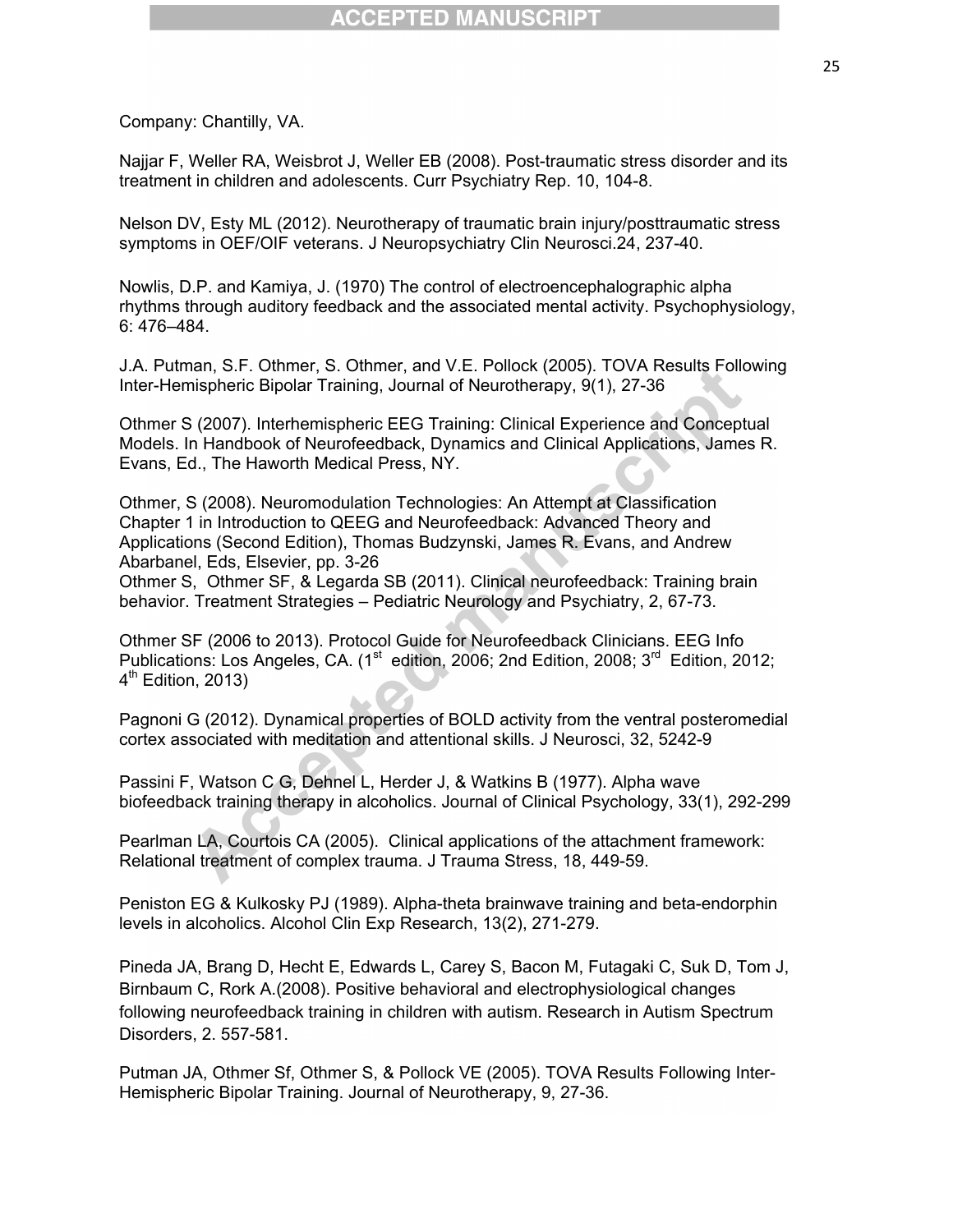Company: Chantilly, VA.

Najjar F, Weller RA, Weisbrot J, Weller EB (2008). Post-traumatic stress disorder and its treatment in children and adolescents. Curr Psychiatry Rep. 10, 104-8.

Nelson DV, Esty ML (2012). Neurotherapy of traumatic brain injury/posttraumatic stress symptoms in OEF/OIF veterans. J Neuropsychiatry Clin Neurosci.24, 237-40.

Nowlis, D.P. and Kamiya, J. (1970) The control of electroencephalographic alpha rhythms through auditory feedback and the associated mental activity. Psychophysiology, 6: 476–484.

J.A. Putman, S.F. Othmer, S. Othmer, and V.E. Pollock (2005). TOVA Results Following Inter-Hemispheric Bipolar Training, Journal of Neurotherapy, 9(1), 27-36

Othmer S (2007). Interhemispheric EEG Training: Clinical Experience and Conceptual Models. In Handbook of Neurofeedback, Dynamics and Clinical Applications, James R. Evans, Ed., The Haworth Medical Press, NY.

Othmer, S (2008). Neuromodulation Technologies: An Attempt at Classification Chapter 1 in Introduction to QEEG and Neurofeedback: Advanced Theory and Applications (Second Edition), Thomas Budzynski, James R. Evans, and Andrew Abarbanel, Eds, Elsevier, pp. 3-26

Othmer S, Othmer SF, & Legarda SB (2011). Clinical neurofeedback: Training brain behavior. Treatment Strategies – Pediatric Neurology and Psychiatry, 2, 67-73.

Othmer SF (2006 to 2013). Protocol Guide for Neurofeedback Clinicians. EEG Info Publications: Los Angeles, CA. (1st edition, 2006; 2nd Edition, 2008; 3rd Edition, 2012; 4th Edition, 2013)

Pagnoni G (2012). Dynamical properties of BOLD activity from the ventral posteromedial cortex associated with meditation and attentional skills. J Neurosci, 32, 5242-9

Passini F, Watson C G, Dehnel L, Herder J, & Watkins B (1977). Alpha wave biofeedback training therapy in alcoholics. Journal of Clinical Psychology, 33(1), 292-299

Pearlman LA, Courtois CA (2005). Clinical applications of the attachment framework: Relational treatment of complex trauma. J Trauma Stress, 18, 449-59.

Peniston EG & Kulkosky PJ (1989). Alpha-theta brainwave training and beta-endorphin levels in alcoholics. Alcohol Clin Exp Research, 13(2), 271-279.

Pineda JA, Brang D, Hecht E, Edwards L, Carey S, Bacon M, Futagaki C, Suk D, Tom J, Birnbaum C, Rork A.(2008). Positive behavioral and electrophysiological changes following neurofeedback training in children with autism. Research in Autism Spectrum Disorders, 2. 557-581.

Putman JA, Othmer Sf, Othmer S, & Pollock VE (2005). TOVA Results Following Inter-Hemispheric Bipolar Training. Journal of Neurotherapy, 9, 27-36.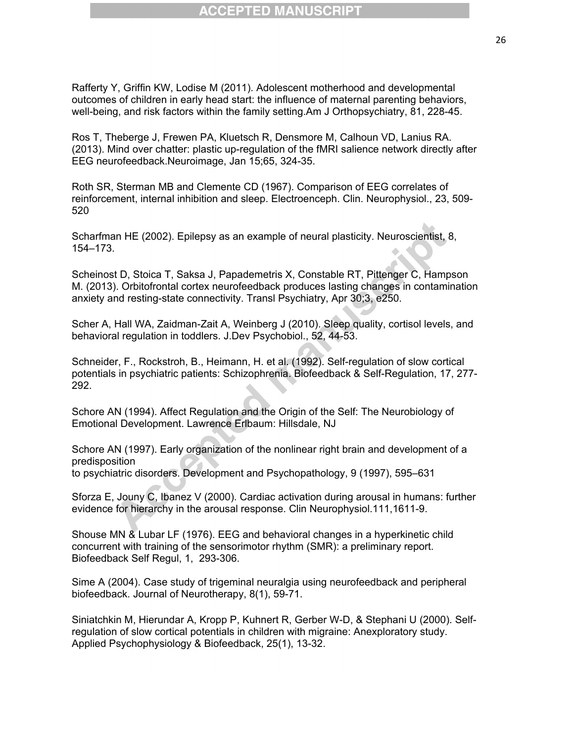Rafferty Y, Griffin KW, Lodise M (2011). Adolescent motherhood and developmental outcomes of children in early head start: the influence of maternal parenting behaviors, well-being, and risk factors within the family setting.Am J Orthopsychiatry, 81, 228-45.

Ros T, Theberge J, Frewen PA, Kluetsch R, Densmore M, Calhoun VD, Lanius RA. (2013). Mind over chatter: plastic up-regulation of the fMRI salience network directly after EEG neurofeedback.Neuroimage, Jan 15;65, 324-35.

Roth SR, Sterman MB and Clemente CD (1967). Comparison of EEG correlates of reinforcement, internal inhibition and sleep. Electroenceph. Clin. Neurophysiol., 23, 509-520

Scharfman HE (2002). Epilepsy as an example of neural plasticity. Neuroscientist, 8, 154–173.

Scheinost D, Stoica T, Saksa J, Papademetris X, Constable RT, Pittenger C, Hampson M. (2013). Orbitofrontal cortex neurofeedback produces lasting changes in contamination anxiety and resting-state connectivity. Transl Psychiatry, Apr 30;3, e250.

Scher A, Hall WA, Zaidman-Zait A, Weinberg J (2010). Sleep quality, cortisol levels, and behavioral regulation in toddlers. J.Dev Psychobiol., 52, 44-53.

Schneider, F., Rockstroh, B., Heimann, H. et al. (1992). Self-regulation of slow cortical potentials in psychiatric patients: Schizophrenia. Biofeedback & Self-Regulation, 17, 277-292.

Schore AN (1994). Affect Regulation and the Origin of the Self: The Neurobiology of Emotional Development. Lawrence Erlbaum: Hillsdale, NJ

Schore AN (1997). Early organization of the nonlinear right brain and development of a predisposition
to psychiatric disorders. Development and Psychopathology, 9 (1997), 595–631

Sforza E, Jouny C, Ibanez V (2000). Cardiac activation during arousal in humans: further evidence for hierarchy in the arousal response. Clin Neurophysiol.111,1611-9.

Shouse MN & Lubar LF (1976). EEG and behavioral changes in a hyperkinetic child concurrent with training of the sensorimotor rhythm (SMR): a preliminary report. Biofeedback Self Regul, 1, 293-306.

Sime A (2004). Case study of trigeminal neuralgia using neurofeedback and peripheral biofeedback. Journal of Neurotherapy, 8(1), 59-71.

Siniatchkin M, Hierundar A, Kropp P, Kuhnert R, Gerber W-D, & Stephani U (2000). Self-regulation of slow cortical potentials in children with migraine: Anexploratory study. Applied Psychophysiology & Biofeedback, 25(1), 13-32.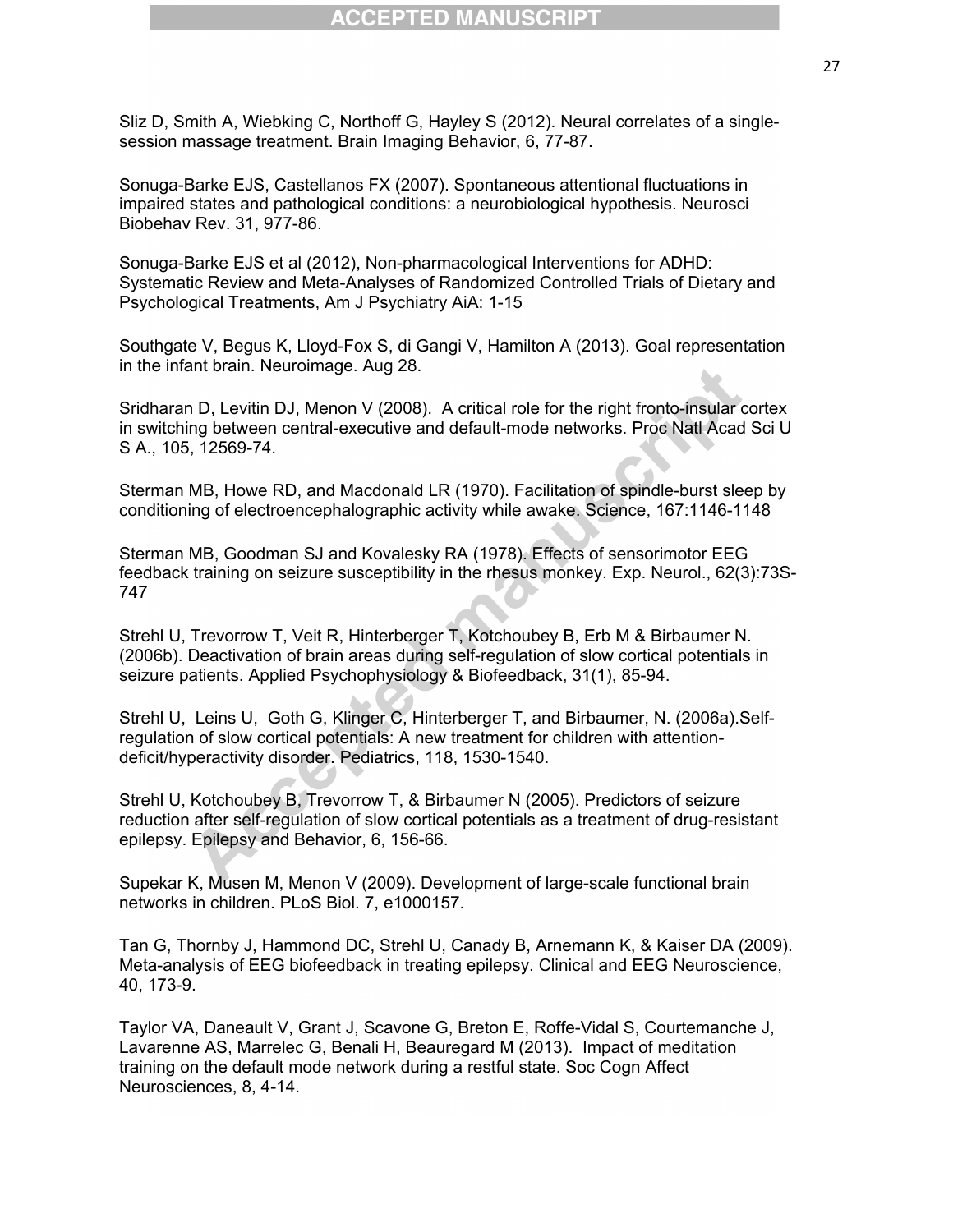Sliz D, Smith A, Wiebking C, Northoff G, Hayley S (2012). Neural correlates of a single-session massage treatment. Brain Imaging Behavior, 6, 77-87.

Sonuga-Barke EJS, Castellanos FX (2007). Spontaneous attentional fluctuations in impaired states and pathological conditions: a neurobiological hypothesis. Neurosci Biobehav Rev. 31, 977-86.

Sonuga-Barke EJS et al (2012), Non-pharmacological Interventions for ADHD: Systematic Review and Meta-Analyses of Randomized Controlled Trials of Dietary and Psychological Treatments, Am J Psychiatry AiA: 1-15

Southgate V, Begus K, Lloyd-Fox S, di Gangi V, Hamilton A (2013). Goal representation in the infant brain. Neuroimage. Aug 28.

Sridharan D, Levitin DJ, Menon V (2008). A critical role for the right fronto-insular cortex in switching between central-executive and default-mode networks. Proc Natl Acad Sci U S A., 105, 12569-74.

Sterman MB, Howe RD, and Macdonald LR (1970). Facilitation of spindle-burst sleep by conditioning of electroencephalographic activity while awake. Science, 167:1146-1148

Sterman MB, Goodman SJ and Kovalesky RA (1978). Effects of sensorimotor EEG feedback training on seizure susceptibility in the rhesus monkey. Exp. Neurol., 62(3):73S-747

Strehl U, Trevorrow T, Veit R, Hinterberger T, Kotchoubey B, Erb M & Birbaumer N. (2006b). Deactivation of brain areas during self-regulation of slow cortical potentials in seizure patients. Applied Psychophysiology & Biofeedback, 31(1), 85-94.

Strehl U, Leins U, Goth G, Klinger C, Hinterberger T, and Birbaumer, N. (2006a).Self-regulation of slow cortical potentials: A new treatment for children with attention-deficit/hyperactivity disorder. Pediatrics, 118, 1530-1540.

Strehl U, Kotchoubey B, Trevorrow T, & Birbaumer N (2005). Predictors of seizure reduction after self-regulation of slow cortical potentials as a treatment of drug-resistant epilepsy. Epilepsy and Behavior, 6, 156-66.

Supekar K, Musen M, Menon V (2009). Development of large-scale functional brain networks in children. PLoS Biol. 7, e1000157.

Tan G, Thornby J, Hammond DC, Strehl U, Canady B, Arnemann K, & Kaiser DA (2009). Meta-analysis of EEG biofeedback in treating epilepsy. Clinical and EEG Neuroscience, 40, 173-9.

Taylor VA, Daneault V, Grant J, Scavone G, Breton E, Roffe-Vidal S, Courtemanche J, Lavarenne AS, Marrelec G, Benali H, Beauregard M (2013). Impact of meditation training on the default mode network during a restful state. Soc Cogn Affect Neurosciences, 8, 4-14.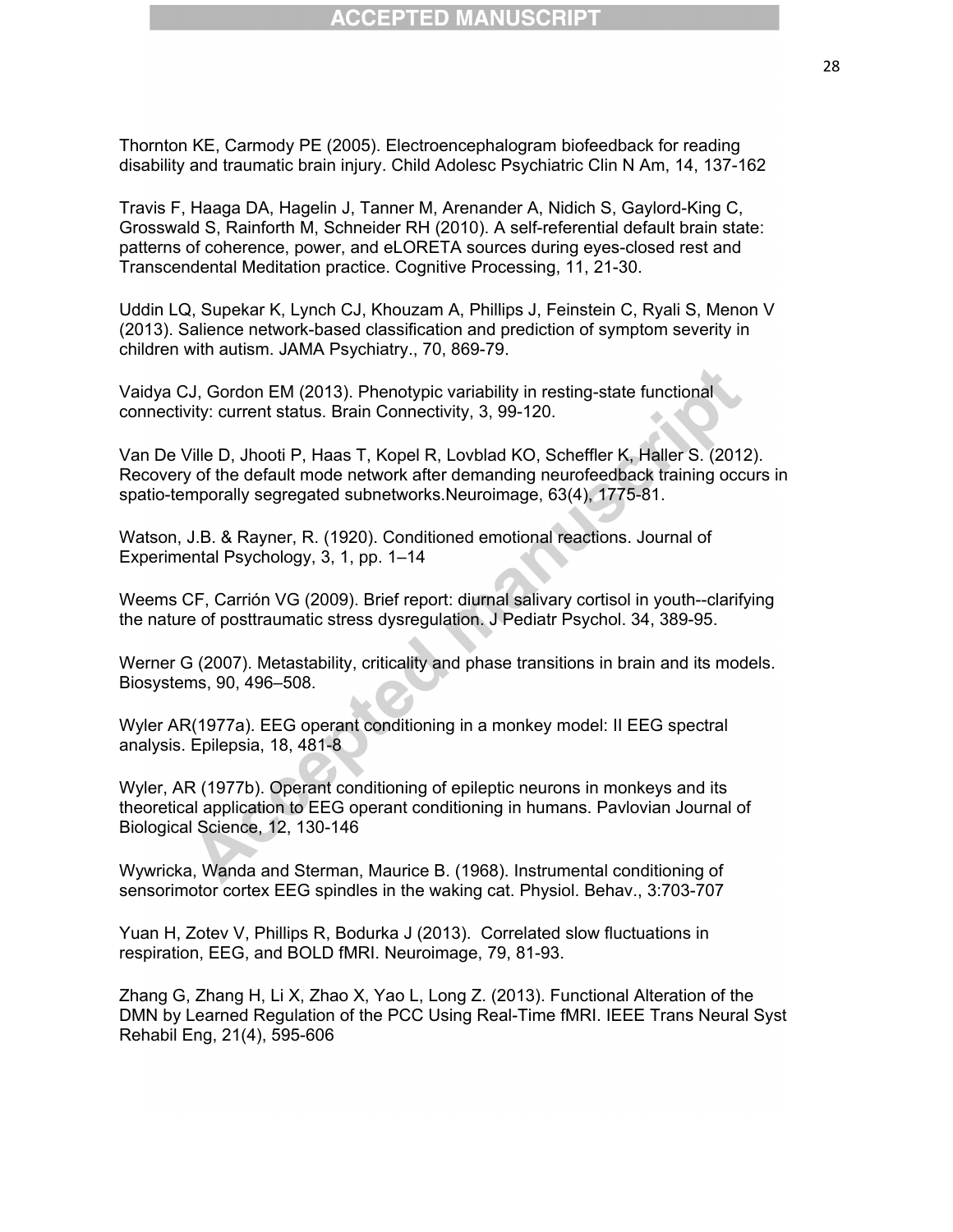Thornton KE, Carmody PE (2005). Electroencephalogram biofeedback for reading disability and traumatic brain injury. Child Adolesc Psychiatric Clin N Am, 14, 137-162

Travis F, Haaga DA, Hagelin J, Tanner M, Arenander A, Nidich S, Gaylord-King C, Grosswald S, Rainforth M, Schneider RH (2010). A self-referential default brain state: patterns of coherence, power, and eLORETA sources during eyes-closed rest and Transcendental Meditation practice. Cognitive Processing, 11, 21-30.

Uddin LQ, Supekar K, Lynch CJ, Khouzam A, Phillips J, Feinstein C, Ryali S, Menon V (2013). Salience network-based classification and prediction of symptom severity in children with autism. JAMA Psychiatry., 70, 869-79.

Vaidya CJ, Gordon EM (2013). Phenotypic variability in resting-state functional connectivity: current status. Brain Connectivity, 3, 99-120.

Van De Ville D, Jhooti P, Haas T, Kopel R, Lovblad KO, Scheffler K, Haller S. (2012). Recovery of the default mode network after demanding neurofeedback training occurs in spatio-temporally segregated subnetworks.Neuroimage, 63(4), 1775-81.

Watson, J.B. & Rayner, R. (1920). Conditioned emotional reactions. Journal of Experimental Psychology, 3, 1, pp. 1–14

Weems CF, Carrión VG (2009). Brief report: diurnal salivary cortisol in youth--clarifying the nature of posttraumatic stress dysregulation. J Pediatr Psychol. 34, 389-95.

Werner G (2007). Metastability, criticality and phase transitions in brain and its models. Biosystems, 90, 496–508.

Wyler AR(1977a). EEG operant conditioning in a monkey model: II EEG spectral analysis. Epilepsia, 18, 481-8

Wyler, AR (1977b). Operant conditioning of epileptic neurons in monkeys and its theoretical application to EEG operant conditioning in humans. Pavlovian Journal of Biological Science, 12, 130-146

Wywricka, Wanda and Sterman, Maurice B. (1968). Instrumental conditioning of sensorimotor cortex EEG spindles in the waking cat. Physiol. Behav., 3:703-707

Yuan H, Zotev V, Phillips R, Bodurka J (2013). Correlated slow fluctuations in respiration, EEG, and BOLD fMRI. Neuroimage, 79, 81-93.

Zhang G, Zhang H, Li X, Zhao X, Yao L, Long Z. (2013). Functional Alteration of the DMN by Learned Regulation of the PCC Using Real-Time fMRI. IEEE Trans Neural Syst Rehabil Eng, 21(4), 595-606